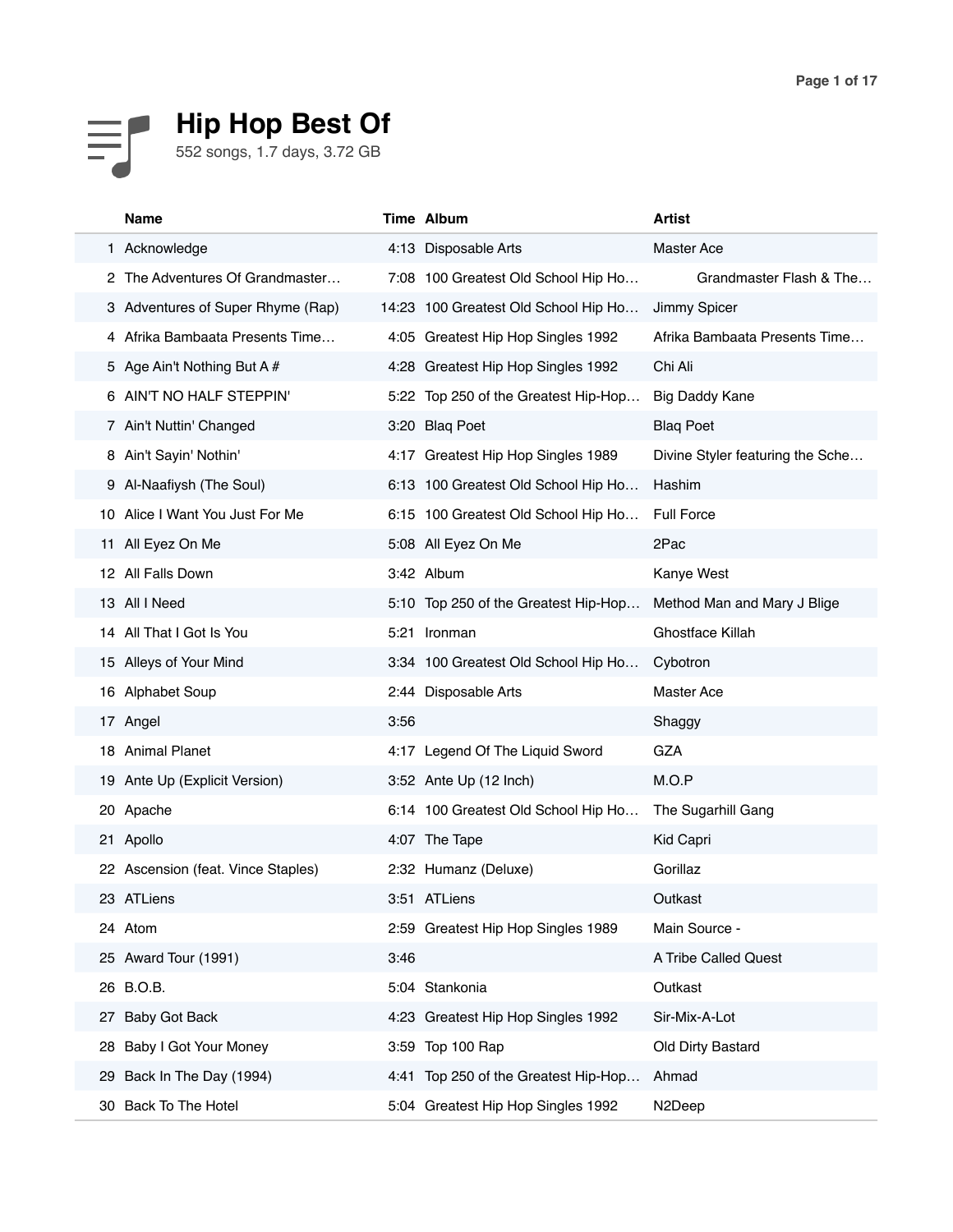# Hip Hop Best Of

552 songs, 1.7 days, 3.72 GB

| | Name | Time | Album | Artist |
|---|---|---|---|---|
| 1 | Acknowledge | 4:13 | Disposable Arts | Master Ace |
| 2 | The Adventures Of Grandmaster… | 7:08 | 100 Greatest Old School Hip Ho… | Grandmaster Flash & The… |
| 3 | Adventures of Super Rhyme (Rap) | 14:23 | 100 Greatest Old School Hip Ho… | Jimmy Spicer |
| 4 | Afrika Bambaata Presents Time… | 4:05 | Greatest Hip Hop Singles 1992 | Afrika Bambaata Presents Time… |
| 5 | Age Ain't Nothing But A # | 4:28 | Greatest Hip Hop Singles 1992 | Chi Ali |
| 6 | AIN'T NO HALF STEPPIN' | 5:22 | Top 250 of the Greatest Hip-Hop… | Big Daddy Kane |
| 7 | Ain't Nuttin' Changed | 3:20 | Blaq Poet | Blaq Poet |
| 8 | Ain't Sayin' Nothin' | 4:17 | Greatest Hip Hop Singles 1989 | Divine Styler featuring the Sche… |
| 9 | Al-Naafiysh (The Soul) | 6:13 | 100 Greatest Old School Hip Ho… | Hashim |
| 10 | Alice I Want You Just For Me | 6:15 | 100 Greatest Old School Hip Ho… | Full Force |
| 11 | All Eyez On Me | 5:08 | All Eyez On Me | 2Pac |
| 12 | All Falls Down | 3:42 | Album | Kanye West |
| 13 | All I Need | 5:10 | Top 250 of the Greatest Hip-Hop… | Method Man and Mary J Blige |
| 14 | All That I Got Is You | 5:21 | Ironman | Ghostface Killah |
| 15 | Alleys of Your Mind | 3:34 | 100 Greatest Old School Hip Ho… | Cybotron |
| 16 | Alphabet Soup | 2:44 | Disposable Arts | Master Ace |
| 17 | Angel | 3:56 | | Shaggy |
| 18 | Animal Planet | 4:17 | Legend Of The Liquid Sword | GZA |
| 19 | Ante Up (Explicit Version) | 3:52 | Ante Up (12 Inch) | M.O.P |
| 20 | Apache | 6:14 | 100 Greatest Old School Hip Ho… | The Sugarhill Gang |
| 21 | Apollo | 4:07 | The Tape | Kid Capri |
| 22 | Ascension (feat. Vince Staples) | 2:32 | Humanz (Deluxe) | Gorillaz |
| 23 | ATLiens | 3:51 | ATLiens | Outkast |
| 24 | Atom | 2:59 | Greatest Hip Hop Singles 1989 | Main Source - |
| 25 | Award Tour (1991) | 3:46 | | A Tribe Called Quest |
| 26 | B.O.B. | 5:04 | Stankonia | Outkast |
| 27 | Baby Got Back | 4:23 | Greatest Hip Hop Singles 1992 | Sir-Mix-A-Lot |
| 28 | Baby I Got Your Money | 3:59 | Top 100 Rap | Old Dirty Bastard |
| 29 | Back In The Day (1994) | 4:41 | Top 250 of the Greatest Hip-Hop… | Ahmad |
| 30 | Back To The Hotel | 5:04 | Greatest Hip Hop Singles 1992 | N2Deep |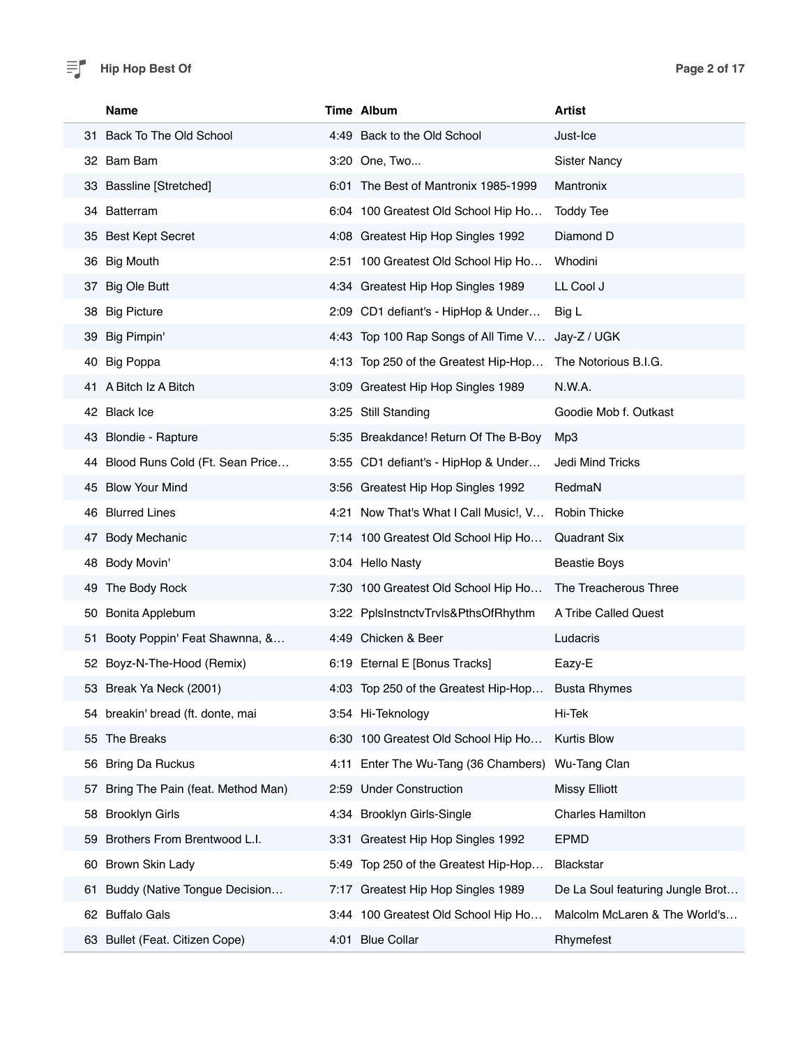| | Name | Time | Album | Artist |
|---|---|---|---|---|
| 31 | Back To The Old School | 4:49 | Back to the Old School | Just-Ice |
| 32 | Bam Bam | 3:20 | One, Two... | Sister Nancy |
| 33 | Bassline [Stretched] | 6:01 | The Best of Mantronix 1985-1999 | Mantronix |
| 34 | Batterram | 6:04 | 100 Greatest Old School Hip Ho… | Toddy Tee |
| 35 | Best Kept Secret | 4:08 | Greatest Hip Hop Singles 1992 | Diamond D |
| 36 | Big Mouth | 2:51 | 100 Greatest Old School Hip Ho… | Whodini |
| 37 | Big Ole Butt | 4:34 | Greatest Hip Hop Singles 1989 | LL Cool J |
| 38 | Big Picture | 2:09 | CD1 defiant's - HipHop & Under… | Big L |
| 39 | Big Pimpin' | 4:43 | Top 100 Rap Songs of All Time V… | Jay-Z / UGK |
| 40 | Big Poppa | 4:13 | Top 250 of the Greatest Hip-Hop… | The Notorious B.I.G. |
| 41 | A Bitch Iz A Bitch | 3:09 | Greatest Hip Hop Singles 1989 | N.W.A. |
| 42 | Black Ice | 3:25 | Still Standing | Goodie Mob f. Outkast |
| 43 | Blondie - Rapture | 5:35 | Breakdance! Return Of The B-Boy | Mp3 |
| 44 | Blood Runs Cold (Ft. Sean Price… | 3:55 | CD1 defiant's - HipHop & Under… | Jedi Mind Tricks |
| 45 | Blow Your Mind | 3:56 | Greatest Hip Hop Singles 1992 | RedmaN |
| 46 | Blurred Lines | 4:21 | Now That's What I Call Music!, V… | Robin Thicke |
| 47 | Body Mechanic | 7:14 | 100 Greatest Old School Hip Ho… | Quadrant Six |
| 48 | Body Movin' | 3:04 | Hello Nasty | Beastie Boys |
| 49 | The Body Rock | 7:30 | 100 Greatest Old School Hip Ho… | The Treacherous Three |
| 50 | Bonita Applebum | 3:22 | PplsInstnctvTrvls&PthsOfRhythm | A Tribe Called Quest |
| 51 | Booty Poppin' Feat Shawnna, &… | 4:49 | Chicken & Beer | Ludacris |
| 52 | Boyz-N-The-Hood (Remix) | 6:19 | Eternal E [Bonus Tracks] | Eazy-E |
| 53 | Break Ya Neck (2001) | 4:03 | Top 250 of the Greatest Hip-Hop… | Busta Rhymes |
| 54 | breakin' bread (ft. donte, mai | 3:54 | Hi-Teknology | Hi-Tek |
| 55 | The Breaks | 6:30 | 100 Greatest Old School Hip Ho… | Kurtis Blow |
| 56 | Bring Da Ruckus | 4:11 | Enter The Wu-Tang (36 Chambers) | Wu-Tang Clan |
| 57 | Bring The Pain (feat. Method Man) | 2:59 | Under Construction | Missy Elliott |
| 58 | Brooklyn Girls | 4:34 | Brooklyn Girls-Single | Charles Hamilton |
| 59 | Brothers From Brentwood L.I. | 3:31 | Greatest Hip Hop Singles 1992 | EPMD |
| 60 | Brown Skin Lady | 5:49 | Top 250 of the Greatest Hip-Hop… | Blackstar |
| 61 | Buddy (Native Tongue Decision… | 7:17 | Greatest Hip Hop Singles 1989 | De La Soul featuring Jungle Brot… |
| 62 | Buffalo Gals | 3:44 | 100 Greatest Old School Hip Ho… | Malcolm McLaren & The World's… |
| 63 | Bullet (Feat. Citizen Cope) | 4:01 | Blue Collar | Rhymefest |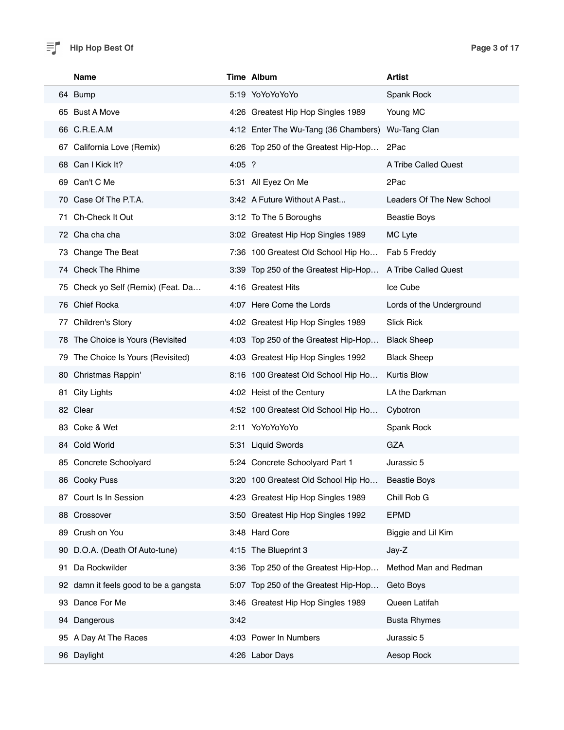| | Name | Time | Album | Artist |
|---|---|---|---|---|
| 64 | Bump | 5:19 | YoYoYoYoYo | Spank Rock |
| 65 | Bust A Move | 4:26 | Greatest Hip Hop Singles 1989 | Young MC |
| 66 | C.R.E.A.M | 4:12 | Enter The Wu-Tang (36 Chambers) | Wu-Tang Clan |
| 67 | California Love (Remix) | 6:26 | Top 250 of the Greatest Hip-Hop… | 2Pac |
| 68 | Can I Kick It? | 4:05 | ? | A Tribe Called Quest |
| 69 | Can't C Me | 5:31 | All Eyez On Me | 2Pac |
| 70 | Case Of The P.T.A. | 3:42 | A Future Without A Past... | Leaders Of The New School |
| 71 | Ch-Check It Out | 3:12 | To The 5 Boroughs | Beastie Boys |
| 72 | Cha cha cha | 3:02 | Greatest Hip Hop Singles 1989 | MC Lyte |
| 73 | Change The Beat | 7:36 | 100 Greatest Old School Hip Ho… | Fab 5 Freddy |
| 74 | Check The Rhime | 3:39 | Top 250 of the Greatest Hip-Hop… | A Tribe Called Quest |
| 75 | Check yo Self (Remix) (Feat. Da… | 4:16 | Greatest Hits | Ice Cube |
| 76 | Chief Rocka | 4:07 | Here Come the Lords | Lords of the Underground |
| 77 | Children's Story | 4:02 | Greatest Hip Hop Singles 1989 | Slick Rick |
| 78 | The Choice is Yours (Revisited | 4:03 | Top 250 of the Greatest Hip-Hop… | Black Sheep |
| 79 | The Choice Is Yours (Revisited) | 4:03 | Greatest Hip Hop Singles 1992 | Black Sheep |
| 80 | Christmas Rappin' | 8:16 | 100 Greatest Old School Hip Ho… | Kurtis Blow |
| 81 | City Lights | 4:02 | Heist of the Century | LA the Darkman |
| 82 | Clear | 4:52 | 100 Greatest Old School Hip Ho… | Cybotron |
| 83 | Coke & Wet | 2:11 | YoYoYoYoYo | Spank Rock |
| 84 | Cold World | 5:31 | Liquid Swords | GZA |
| 85 | Concrete Schoolyard | 5:24 | Concrete Schoolyard Part 1 | Jurassic 5 |
| 86 | Cooky Puss | 3:20 | 100 Greatest Old School Hip Ho… | Beastie Boys |
| 87 | Court Is In Session | 4:23 | Greatest Hip Hop Singles 1989 | Chill Rob G |
| 88 | Crossover | 3:50 | Greatest Hip Hop Singles 1992 | EPMD |
| 89 | Crush on You | 3:48 | Hard Core | Biggie and Lil Kim |
| 90 | D.O.A. (Death Of Auto-tune) | 4:15 | The Blueprint 3 | Jay-Z |
| 91 | Da Rockwilder | 3:36 | Top 250 of the Greatest Hip-Hop… | Method Man and Redman |
| 92 | damn it feels good to be a gangsta | 5:07 | Top 250 of the Greatest Hip-Hop… | Geto Boys |
| 93 | Dance For Me | 3:46 | Greatest Hip Hop Singles 1989 | Queen Latifah |
| 94 | Dangerous | 3:42 | | Busta Rhymes |
| 95 | A Day At The Races | 4:03 | Power In Numbers | Jurassic 5 |
| 96 | Daylight | 4:26 | Labor Days | Aesop Rock |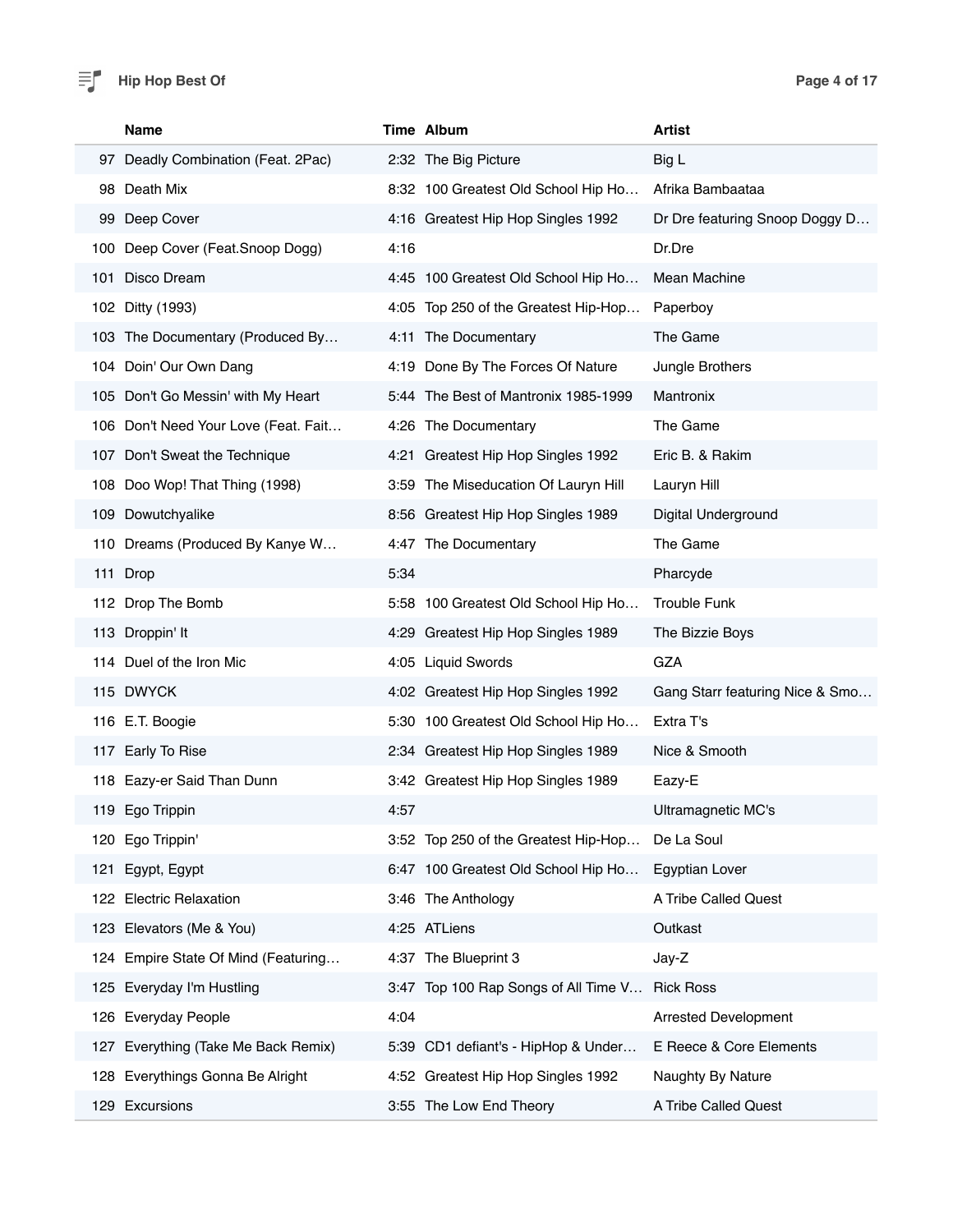| | Name | Time | Album | Artist |
|---|---|---|---|---|
| 97 | Deadly Combination (Feat. 2Pac) | 2:32 | The Big Picture | Big L |
| 98 | Death Mix | 8:32 | 100 Greatest Old School Hip Ho… | Afrika Bambaataa |
| 99 | Deep Cover | 4:16 | Greatest Hip Hop Singles 1992 | Dr Dre featuring Snoop Doggy D… |
| 100 | Deep Cover (Feat.Snoop Dogg) | 4:16 | | Dr.Dre |
| 101 | Disco Dream | 4:45 | 100 Greatest Old School Hip Ho… | Mean Machine |
| 102 | Ditty (1993) | 4:05 | Top 250 of the Greatest Hip-Hop… | Paperboy |
| 103 | The Documentary (Produced By… | 4:11 | The Documentary | The Game |
| 104 | Doin' Our Own Dang | 4:19 | Done By The Forces Of Nature | Jungle Brothers |
| 105 | Don't Go Messin' with My Heart | 5:44 | The Best of Mantronix 1985-1999 | Mantronix |
| 106 | Don't Need Your Love (Feat. Fait… | 4:26 | The Documentary | The Game |
| 107 | Don't Sweat the Technique | 4:21 | Greatest Hip Hop Singles 1992 | Eric B. & Rakim |
| 108 | Doo Wop! That Thing (1998) | 3:59 | The Miseducation Of Lauryn Hill | Lauryn Hill |
| 109 | Dowutchyalike | 8:56 | Greatest Hip Hop Singles 1989 | Digital Underground |
| 110 | Dreams (Produced By Kanye W… | 4:47 | The Documentary | The Game |
| 111 | Drop | 5:34 | | Pharcyde |
| 112 | Drop The Bomb | 5:58 | 100 Greatest Old School Hip Ho… | Trouble Funk |
| 113 | Droppin' It | 4:29 | Greatest Hip Hop Singles 1989 | The Bizzie Boys |
| 114 | Duel of the Iron Mic | 4:05 | Liquid Swords | GZA |
| 115 | DWYCK | 4:02 | Greatest Hip Hop Singles 1992 | Gang Starr featuring Nice & Smo… |
| 116 | E.T. Boogie | 5:30 | 100 Greatest Old School Hip Ho… | Extra T's |
| 117 | Early To Rise | 2:34 | Greatest Hip Hop Singles 1989 | Nice & Smooth |
| 118 | Eazy-er Said Than Dunn | 3:42 | Greatest Hip Hop Singles 1989 | Eazy-E |
| 119 | Ego Trippin | 4:57 | | Ultramagnetic MC's |
| 120 | Ego Trippin' | 3:52 | Top 250 of the Greatest Hip-Hop… | De La Soul |
| 121 | Egypt, Egypt | 6:47 | 100 Greatest Old School Hip Ho… | Egyptian Lover |
| 122 | Electric Relaxation | 3:46 | The Anthology | A Tribe Called Quest |
| 123 | Elevators (Me & You) | 4:25 | ATLiens | Outkast |
| 124 | Empire State Of Mind (Featuring… | 4:37 | The Blueprint 3 | Jay-Z |
| 125 | Everyday I'm Hustling | 3:47 | Top 100 Rap Songs of All Time V… | Rick Ross |
| 126 | Everyday People | 4:04 | | Arrested Development |
| 127 | Everything (Take Me Back Remix) | 5:39 | CD1 defiant's - HipHop & Under… | E Reece & Core Elements |
| 128 | Everythings Gonna Be Alright | 4:52 | Greatest Hip Hop Singles 1992 | Naughty By Nature |
| 129 | Excursions | 3:55 | The Low End Theory | A Tribe Called Quest |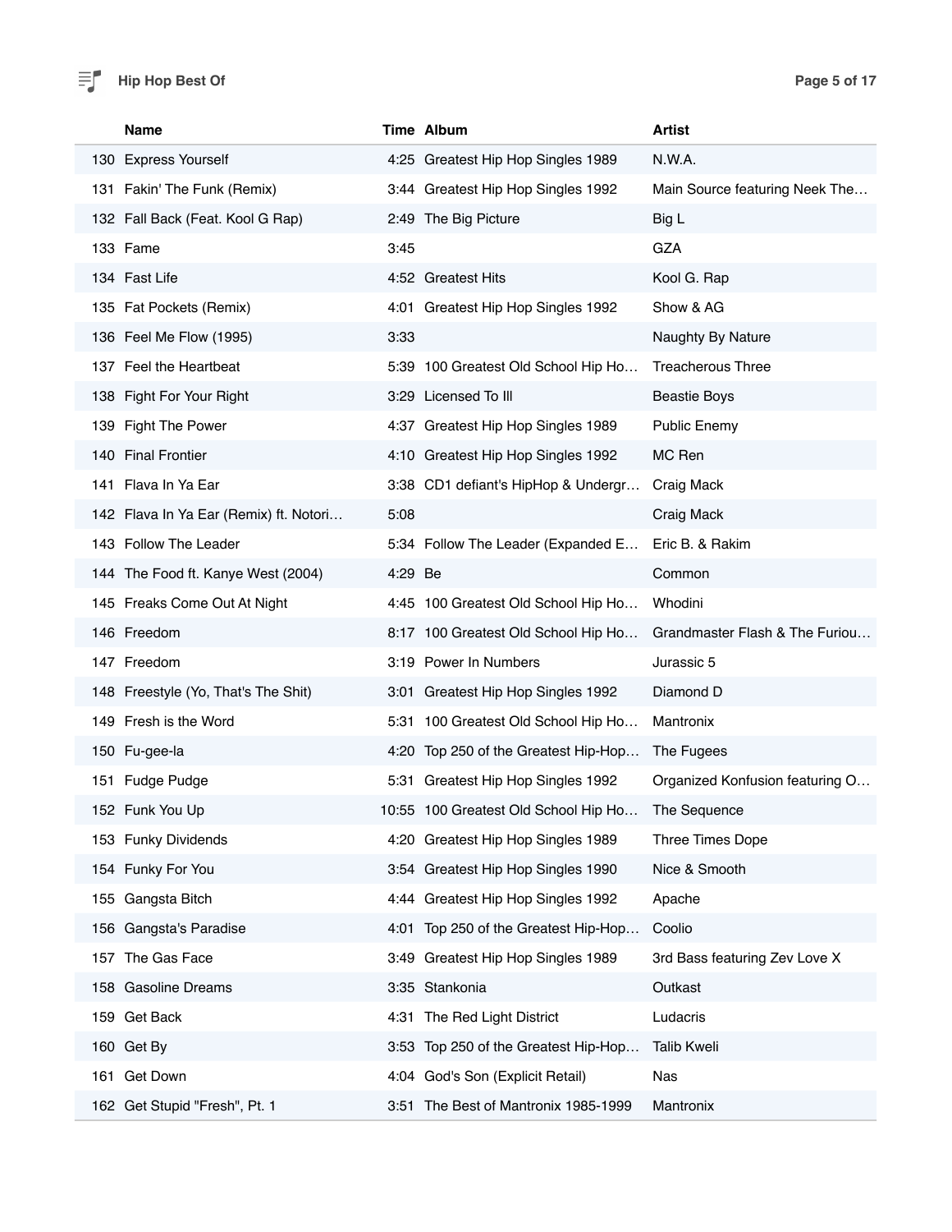# Hip Hop Best Of

| | Name | Time | Album | Artist |
|---|---|---|---|---|
| 130 | Express Yourself | 4:25 | Greatest Hip Hop Singles 1989 | N.W.A. |
| 131 | Fakin' The Funk (Remix) | 3:44 | Greatest Hip Hop Singles 1992 | Main Source featuring Neek The… |
| 132 | Fall Back (Feat. Kool G Rap) | 2:49 | The Big Picture | Big L |
| 133 | Fame | 3:45 | | GZA |
| 134 | Fast Life | 4:52 | Greatest Hits | Kool G. Rap |
| 135 | Fat Pockets (Remix) | 4:01 | Greatest Hip Hop Singles 1992 | Show & AG |
| 136 | Feel Me Flow (1995) | 3:33 | | Naughty By Nature |
| 137 | Feel the Heartbeat | 5:39 | 100 Greatest Old School Hip Ho… | Treacherous Three |
| 138 | Fight For Your Right | 3:29 | Licensed To Ill | Beastie Boys |
| 139 | Fight The Power | 4:37 | Greatest Hip Hop Singles 1989 | Public Enemy |
| 140 | Final Frontier | 4:10 | Greatest Hip Hop Singles 1992 | MC Ren |
| 141 | Flava In Ya Ear | 3:38 | CD1 defiant's HipHop & Undergr… | Craig Mack |
| 142 | Flava In Ya Ear (Remix) ft. Notori… | 5:08 | | Craig Mack |
| 143 | Follow The Leader | 5:34 | Follow The Leader (Expanded E… | Eric B. & Rakim |
| 144 | The Food ft. Kanye West (2004) | 4:29 | Be | Common |
| 145 | Freaks Come Out At Night | 4:45 | 100 Greatest Old School Hip Ho… | Whodini |
| 146 | Freedom | 8:17 | 100 Greatest Old School Hip Ho… | Grandmaster Flash & The Furiou… |
| 147 | Freedom | 3:19 | Power In Numbers | Jurassic 5 |
| 148 | Freestyle (Yo, That's The Shit) | 3:01 | Greatest Hip Hop Singles 1992 | Diamond D |
| 149 | Fresh is the Word | 5:31 | 100 Greatest Old School Hip Ho… | Mantronix |
| 150 | Fu-gee-la | 4:20 | Top 250 of the Greatest Hip-Hop… | The Fugees |
| 151 | Fudge Pudge | 5:31 | Greatest Hip Hop Singles 1992 | Organized Konfusion featuring O… |
| 152 | Funk You Up | 10:55 | 100 Greatest Old School Hip Ho… | The Sequence |
| 153 | Funky Dividends | 4:20 | Greatest Hip Hop Singles 1989 | Three Times Dope |
| 154 | Funky For You | 3:54 | Greatest Hip Hop Singles 1990 | Nice & Smooth |
| 155 | Gangsta Bitch | 4:44 | Greatest Hip Hop Singles 1992 | Apache |
| 156 | Gangsta's Paradise | 4:01 | Top 250 of the Greatest Hip-Hop… | Coolio |
| 157 | The Gas Face | 3:49 | Greatest Hip Hop Singles 1989 | 3rd Bass featuring Zev Love X |
| 158 | Gasoline Dreams | 3:35 | Stankonia | Outkast |
| 159 | Get Back | 4:31 | The Red Light District | Ludacris |
| 160 | Get By | 3:53 | Top 250 of the Greatest Hip-Hop… | Talib Kweli |
| 161 | Get Down | 4:04 | God's Son (Explicit Retail) | Nas |
| 162 | Get Stupid "Fresh", Pt. 1 | 3:51 | The Best of Mantronix 1985-1999 | Mantronix |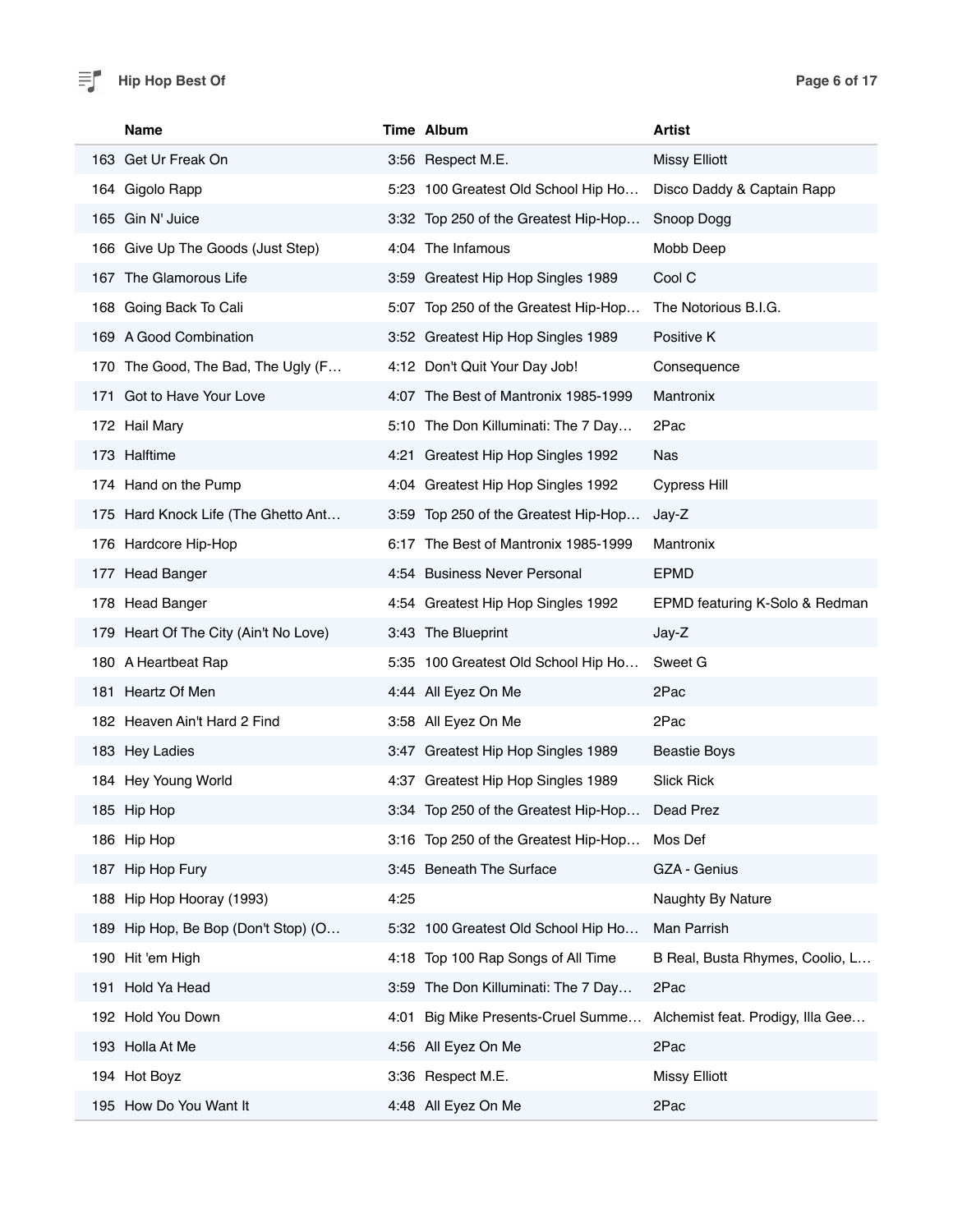# Hip Hop Best Of

| | Name | Time | Album | Artist |
|---|---|---|---|---|
| 163 | Get Ur Freak On | 3:56 | Respect M.E. | Missy Elliott |
| 164 | Gigolo Rapp | 5:23 | 100 Greatest Old School Hip Ho… | Disco Daddy & Captain Rapp |
| 165 | Gin N' Juice | 3:32 | Top 250 of the Greatest Hip-Hop… | Snoop Dogg |
| 166 | Give Up The Goods (Just Step) | 4:04 | The Infamous | Mobb Deep |
| 167 | The Glamorous Life | 3:59 | Greatest Hip Hop Singles 1989 | Cool C |
| 168 | Going Back To Cali | 5:07 | Top 250 of the Greatest Hip-Hop… | The Notorious B.I.G. |
| 169 | A Good Combination | 3:52 | Greatest Hip Hop Singles 1989 | Positive K |
| 170 | The Good, The Bad, The Ugly (F… | 4:12 | Don't Quit Your Day Job! | Consequence |
| 171 | Got to Have Your Love | 4:07 | The Best of Mantronix 1985-1999 | Mantronix |
| 172 | Hail Mary | 5:10 | The Don Killuminati: The 7 Day… | 2Pac |
| 173 | Halftime | 4:21 | Greatest Hip Hop Singles 1992 | Nas |
| 174 | Hand on the Pump | 4:04 | Greatest Hip Hop Singles 1992 | Cypress Hill |
| 175 | Hard Knock Life (The Ghetto Ant… | 3:59 | Top 250 of the Greatest Hip-Hop… | Jay-Z |
| 176 | Hardcore Hip-Hop | 6:17 | The Best of Mantronix 1985-1999 | Mantronix |
| 177 | Head Banger | 4:54 | Business Never Personal | EPMD |
| 178 | Head Banger | 4:54 | Greatest Hip Hop Singles 1992 | EPMD featuring K-Solo & Redman |
| 179 | Heart Of The City (Ain't No Love) | 3:43 | The Blueprint | Jay-Z |
| 180 | A Heartbeat Rap | 5:35 | 100 Greatest Old School Hip Ho… | Sweet G |
| 181 | Heartz Of Men | 4:44 | All Eyez On Me | 2Pac |
| 182 | Heaven Ain't Hard 2 Find | 3:58 | All Eyez On Me | 2Pac |
| 183 | Hey Ladies | 3:47 | Greatest Hip Hop Singles 1989 | Beastie Boys |
| 184 | Hey Young World | 4:37 | Greatest Hip Hop Singles 1989 | Slick Rick |
| 185 | Hip Hop | 3:34 | Top 250 of the Greatest Hip-Hop… | Dead Prez |
| 186 | Hip Hop | 3:16 | Top 250 of the Greatest Hip-Hop… | Mos Def |
| 187 | Hip Hop Fury | 3:45 | Beneath The Surface | GZA - Genius |
| 188 | Hip Hop Hooray (1993) | 4:25 | | Naughty By Nature |
| 189 | Hip Hop, Be Bop (Don't Stop) (O… | 5:32 | 100 Greatest Old School Hip Ho… | Man Parrish |
| 190 | Hit 'em High | 4:18 | Top 100 Rap Songs of All Time | B Real, Busta Rhymes, Coolio, L… |
| 191 | Hold Ya Head | 3:59 | The Don Killuminati: The 7 Day… | 2Pac |
| 192 | Hold You Down | 4:01 | Big Mike Presents-Cruel Summe… | Alchemist feat. Prodigy, Illa Gee… |
| 193 | Holla At Me | 4:56 | All Eyez On Me | 2Pac |
| 194 | Hot Boyz | 3:36 | Respect M.E. | Missy Elliott |
| 195 | How Do You Want It | 4:48 | All Eyez On Me | 2Pac |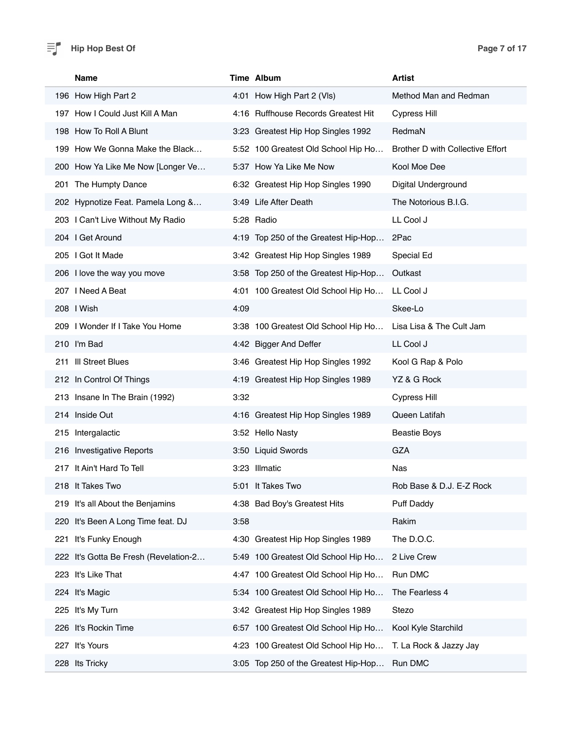| | Name | Time | Album | Artist |
|---|---|---|---|---|
| 196 | How High Part 2 | 4:01 | How High Part 2 (Vls) | Method Man and Redman |
| 197 | How I Could Just Kill A Man | 4:16 | Ruffhouse Records Greatest Hit | Cypress Hill |
| 198 | How To Roll A Blunt | 3:23 | Greatest Hip Hop Singles 1992 | RedmaN |
| 199 | How We Gonna Make the Black… | 5:52 | 100 Greatest Old School Hip Ho… | Brother D with Collective Effort |
| 200 | How Ya Like Me Now [Longer Ve… | 5:37 | How Ya Like Me Now | Kool Moe Dee |
| 201 | The Humpty Dance | 6:32 | Greatest Hip Hop Singles 1990 | Digital Underground |
| 202 | Hypnotize Feat. Pamela Long &… | 3:49 | Life After Death | The Notorious B.I.G. |
| 203 | I Can't Live Without My Radio | 5:28 | Radio | LL Cool J |
| 204 | I Get Around | 4:19 | Top 250 of the Greatest Hip-Hop… | 2Pac |
| 205 | I Got It Made | 3:42 | Greatest Hip Hop Singles 1989 | Special Ed |
| 206 | I love the way you move | 3:58 | Top 250 of the Greatest Hip-Hop… | Outkast |
| 207 | I Need A Beat | 4:01 | 100 Greatest Old School Hip Ho… | LL Cool J |
| 208 | I Wish | 4:09 | | Skee-Lo |
| 209 | I Wonder If I Take You Home | 3:38 | 100 Greatest Old School Hip Ho… | Lisa Lisa & The Cult Jam |
| 210 | I'm Bad | 4:42 | Bigger And Deffer | LL Cool J |
| 211 | Ill Street Blues | 3:46 | Greatest Hip Hop Singles 1992 | Kool G Rap & Polo |
| 212 | In Control Of Things | 4:19 | Greatest Hip Hop Singles 1989 | YZ & G Rock |
| 213 | Insane In The Brain (1992) | 3:32 | | Cypress Hill |
| 214 | Inside Out | 4:16 | Greatest Hip Hop Singles 1989 | Queen Latifah |
| 215 | Intergalactic | 3:52 | Hello Nasty | Beastie Boys |
| 216 | Investigative Reports | 3:50 | Liquid Swords | GZA |
| 217 | It Ain't Hard To Tell | 3:23 | Illmatic | Nas |
| 218 | It Takes Two | 5:01 | It Takes Two | Rob Base & D.J. E-Z Rock |
| 219 | It's all About the Benjamins | 4:38 | Bad Boy's Greatest Hits | Puff Daddy |
| 220 | It's Been A Long Time feat. DJ | 3:58 | | Rakim |
| 221 | It's Funky Enough | 4:30 | Greatest Hip Hop Singles 1989 | The D.O.C. |
| 222 | It's Gotta Be Fresh (Revelation-2… | 5:49 | 100 Greatest Old School Hip Ho… | 2 Live Crew |
| 223 | It's Like That | 4:47 | 100 Greatest Old School Hip Ho… | Run DMC |
| 224 | It's Magic | 5:34 | 100 Greatest Old School Hip Ho… | The Fearless 4 |
| 225 | It's My Turn | 3:42 | Greatest Hip Hop Singles 1989 | Stezo |
| 226 | It's Rockin Time | 6:57 | 100 Greatest Old School Hip Ho… | Kool Kyle Starchild |
| 227 | It's Yours | 4:23 | 100 Greatest Old School Hip Ho… | T. La Rock & Jazzy Jay |
| 228 | Its Tricky | 3:05 | Top 250 of the Greatest Hip-Hop… | Run DMC |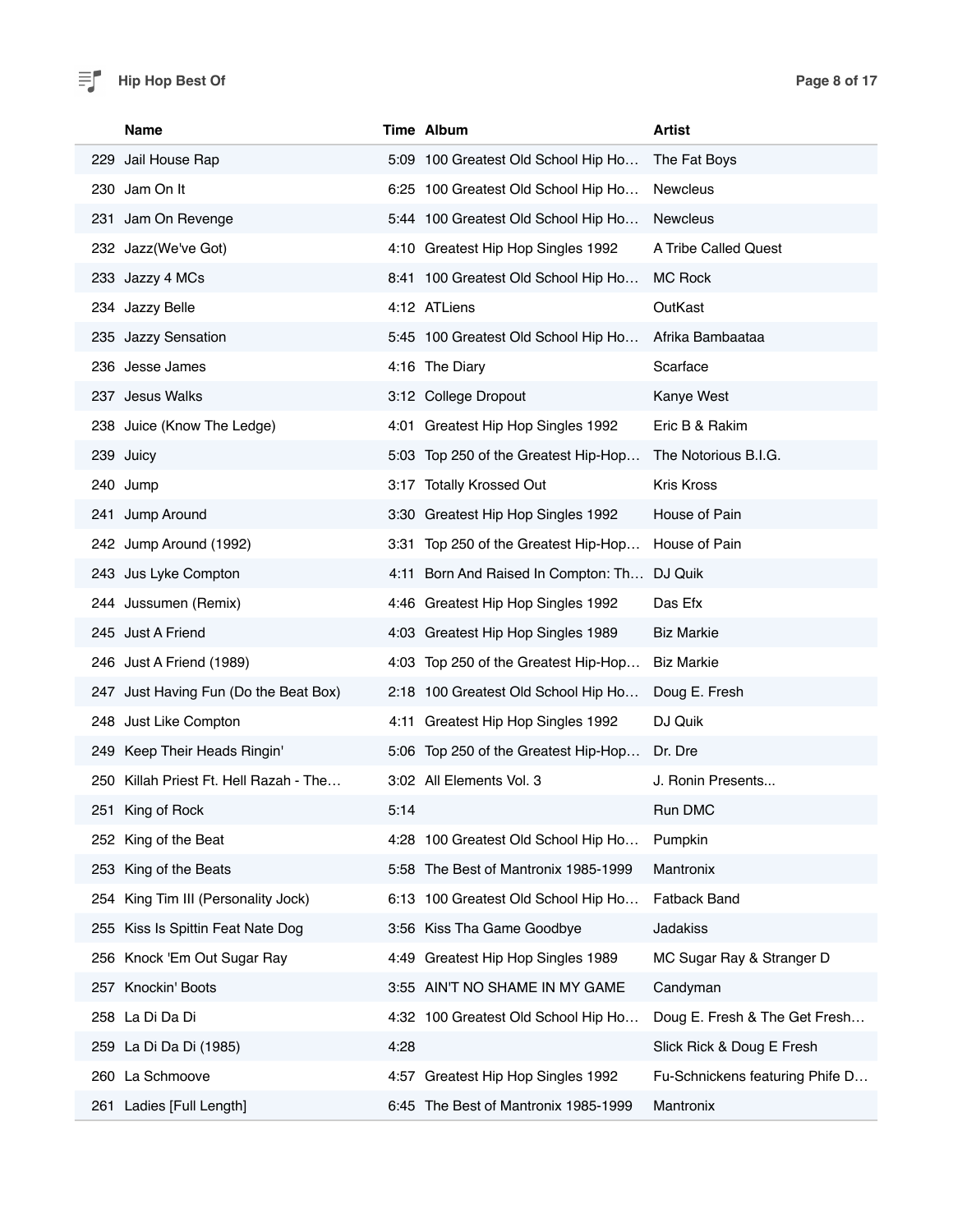| | Name | Time | Album | Artist |
|---|---|---|---|---|
| 229 | Jail House Rap | 5:09 | 100 Greatest Old School Hip Ho… | The Fat Boys |
| 230 | Jam On It | 6:25 | 100 Greatest Old School Hip Ho… | Newcleus |
| 231 | Jam On Revenge | 5:44 | 100 Greatest Old School Hip Ho… | Newcleus |
| 232 | Jazz(We've Got) | 4:10 | Greatest Hip Hop Singles 1992 | A Tribe Called Quest |
| 233 | Jazzy 4 MCs | 8:41 | 100 Greatest Old School Hip Ho… | MC Rock |
| 234 | Jazzy Belle | 4:12 | ATLiens | OutKast |
| 235 | Jazzy Sensation | 5:45 | 100 Greatest Old School Hip Ho… | Afrika Bambaataa |
| 236 | Jesse James | 4:16 | The Diary | Scarface |
| 237 | Jesus Walks | 3:12 | College Dropout | Kanye West |
| 238 | Juice (Know The Ledge) | 4:01 | Greatest Hip Hop Singles 1992 | Eric B & Rakim |
| 239 | Juicy | 5:03 | Top 250 of the Greatest Hip-Hop… | The Notorious B.I.G. |
| 240 | Jump | 3:17 | Totally Krossed Out | Kris Kross |
| 241 | Jump Around | 3:30 | Greatest Hip Hop Singles 1992 | House of Pain |
| 242 | Jump Around (1992) | 3:31 | Top 250 of the Greatest Hip-Hop… | House of Pain |
| 243 | Jus Lyke Compton | 4:11 | Born And Raised In Compton: Th… | DJ Quik |
| 244 | Jussumen (Remix) | 4:46 | Greatest Hip Hop Singles 1992 | Das Efx |
| 245 | Just A Friend | 4:03 | Greatest Hip Hop Singles 1989 | Biz Markie |
| 246 | Just A Friend (1989) | 4:03 | Top 250 of the Greatest Hip-Hop… | Biz Markie |
| 247 | Just Having Fun (Do the Beat Box) | 2:18 | 100 Greatest Old School Hip Ho… | Doug E. Fresh |
| 248 | Just Like Compton | 4:11 | Greatest Hip Hop Singles 1992 | DJ Quik |
| 249 | Keep Their Heads Ringin' | 5:06 | Top 250 of the Greatest Hip-Hop… | Dr. Dre |
| 250 | Killah Priest Ft. Hell Razah - The… | 3:02 | All Elements Vol. 3 | J. Ronin Presents... |
| 251 | King of Rock | 5:14 | | Run DMC |
| 252 | King of the Beat | 4:28 | 100 Greatest Old School Hip Ho… | Pumpkin |
| 253 | King of the Beats | 5:58 | The Best of Mantronix 1985-1999 | Mantronix |
| 254 | King Tim III (Personality Jock) | 6:13 | 100 Greatest Old School Hip Ho… | Fatback Band |
| 255 | Kiss Is Spittin Feat Nate Dog | 3:56 | Kiss Tha Game Goodbye | Jadakiss |
| 256 | Knock 'Em Out Sugar Ray | 4:49 | Greatest Hip Hop Singles 1989 | MC Sugar Ray & Stranger D |
| 257 | Knockin' Boots | 3:55 | AIN'T NO SHAME IN MY GAME | Candyman |
| 258 | La Di Da Di | 4:32 | 100 Greatest Old School Hip Ho… | Doug E. Fresh & The Get Fresh… |
| 259 | La Di Da Di (1985) | 4:28 | | Slick Rick & Doug E Fresh |
| 260 | La Schmoove | 4:57 | Greatest Hip Hop Singles 1992 | Fu-Schnickens featuring Phife D… |
| 261 | Ladies [Full Length] | 6:45 | The Best of Mantronix 1985-1999 | Mantronix |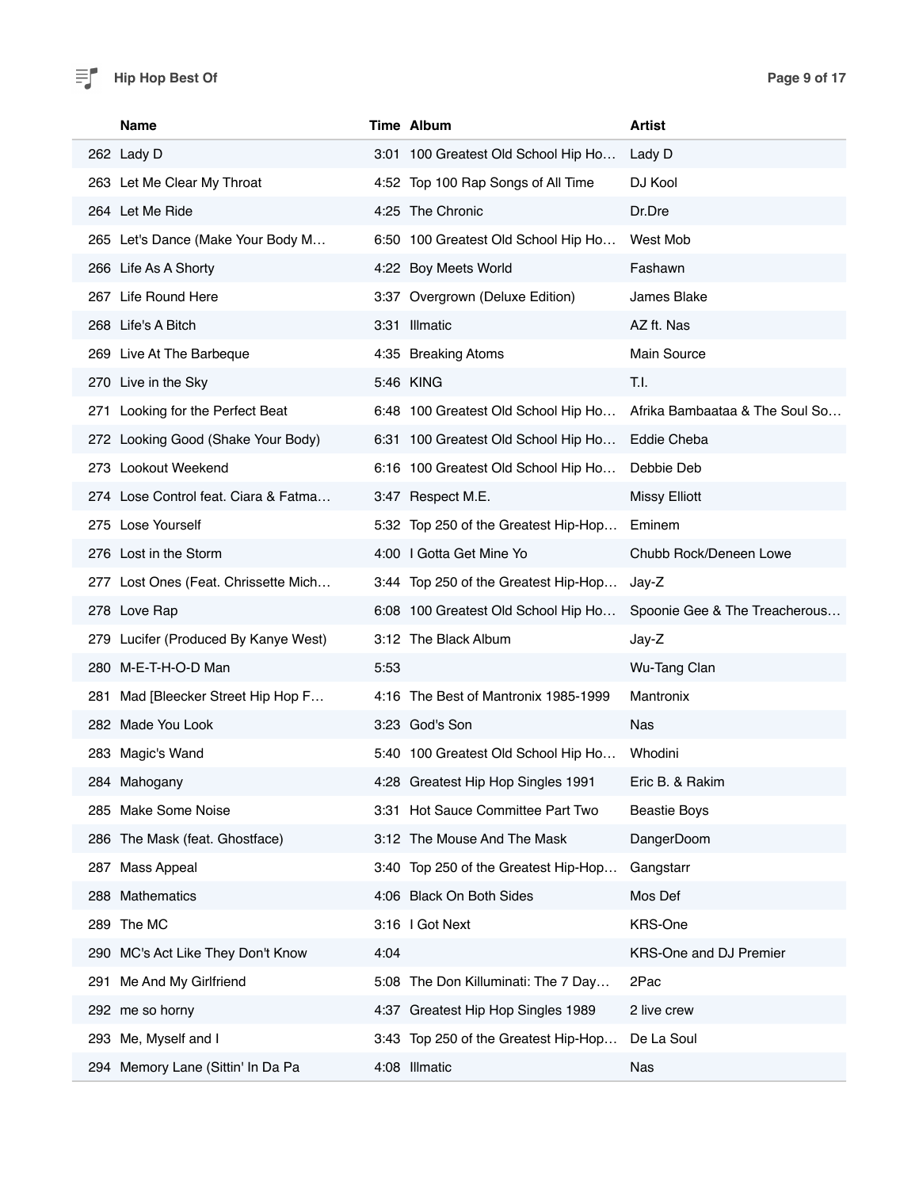## Hip Hop Best Of

| | Name | Time | Album | Artist |
|---|---|---|---|---|
| 262 | Lady D | 3:01 | 100 Greatest Old School Hip Ho… | Lady D |
| 263 | Let Me Clear My Throat | 4:52 | Top 100 Rap Songs of All Time | DJ Kool |
| 264 | Let Me Ride | 4:25 | The Chronic | Dr.Dre |
| 265 | Let's Dance (Make Your Body M… | 6:50 | 100 Greatest Old School Hip Ho… | West Mob |
| 266 | Life As A Shorty | 4:22 | Boy Meets World | Fashawn |
| 267 | Life Round Here | 3:37 | Overgrown (Deluxe Edition) | James Blake |
| 268 | Life's A Bitch | 3:31 | Illmatic | AZ ft. Nas |
| 269 | Live At The Barbeque | 4:35 | Breaking Atoms | Main Source |
| 270 | Live in the Sky | 5:46 | KING | T.I. |
| 271 | Looking for the Perfect Beat | 6:48 | 100 Greatest Old School Hip Ho… | Afrika Bambaataa & The Soul So… |
| 272 | Looking Good (Shake Your Body) | 6:31 | 100 Greatest Old School Hip Ho… | Eddie Cheba |
| 273 | Lookout Weekend | 6:16 | 100 Greatest Old School Hip Ho… | Debbie Deb |
| 274 | Lose Control feat. Ciara & Fatma… | 3:47 | Respect M.E. | Missy Elliott |
| 275 | Lose Yourself | 5:32 | Top 250 of the Greatest Hip-Hop… | Eminem |
| 276 | Lost in the Storm | 4:00 | I Gotta Get Mine Yo | Chubb Rock/Deneen Lowe |
| 277 | Lost Ones (Feat. Chrissette Mich… | 3:44 | Top 250 of the Greatest Hip-Hop… | Jay-Z |
| 278 | Love Rap | 6:08 | 100 Greatest Old School Hip Ho… | Spoonie Gee & The Treacherous… |
| 279 | Lucifer (Produced By Kanye West) | 3:12 | The Black Album | Jay-Z |
| 280 | M-E-T-H-O-D Man | 5:53 | | Wu-Tang Clan |
| 281 | Mad [Bleecker Street Hip Hop F… | 4:16 | The Best of Mantronix 1985-1999 | Mantronix |
| 282 | Made You Look | 3:23 | God's Son | Nas |
| 283 | Magic's Wand | 5:40 | 100 Greatest Old School Hip Ho… | Whodini |
| 284 | Mahogany | 4:28 | Greatest Hip Hop Singles 1991 | Eric B. & Rakim |
| 285 | Make Some Noise | 3:31 | Hot Sauce Committee Part Two | Beastie Boys |
| 286 | The Mask (feat. Ghostface) | 3:12 | The Mouse And The Mask | DangerDoom |
| 287 | Mass Appeal | 3:40 | Top 250 of the Greatest Hip-Hop… | Gangstarr |
| 288 | Mathematics | 4:06 | Black On Both Sides | Mos Def |
| 289 | The MC | 3:16 | I Got Next | KRS-One |
| 290 | MC's Act Like They Don't Know | 4:04 | | KRS-One and DJ Premier |
| 291 | Me And My Girlfriend | 5:08 | The Don Killuminati: The 7 Day… | 2Pac |
| 292 | me so horny | 4:37 | Greatest Hip Hop Singles 1989 | 2 live crew |
| 293 | Me, Myself and I | 3:43 | Top 250 of the Greatest Hip-Hop… | De La Soul |
| 294 | Memory Lane (Sittin' In Da Pa | 4:08 | Illmatic | Nas |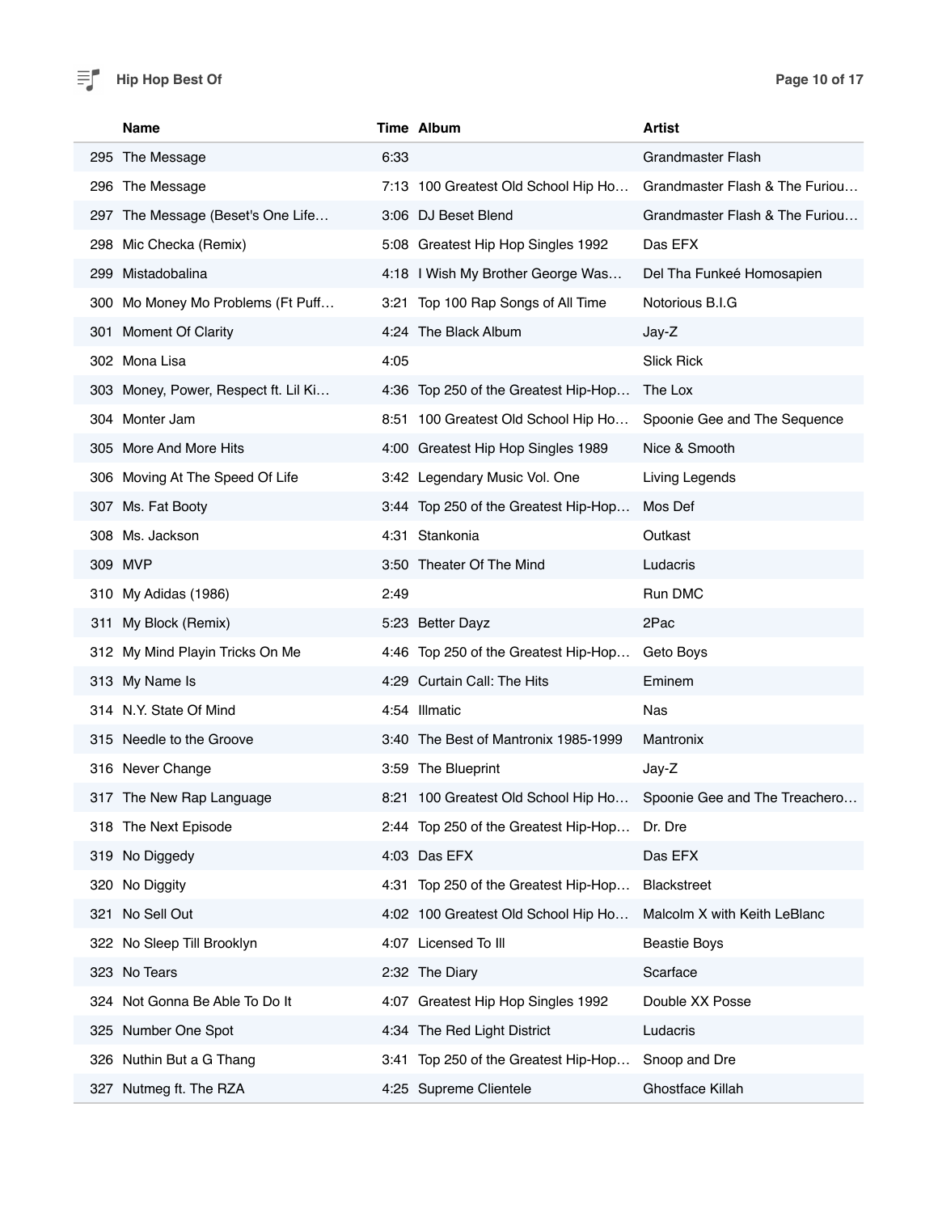| | Name | Time | Album | Artist |
|---|---|---|---|---|
| 295 | The Message | 6:33 | | Grandmaster Flash |
| 296 | The Message | 7:13 | 100 Greatest Old School Hip Ho… | Grandmaster Flash & The Furiou… |
| 297 | The Message (Beset's One Life… | 3:06 | DJ Beset Blend | Grandmaster Flash & The Furiou… |
| 298 | Mic Checka (Remix) | 5:08 | Greatest Hip Hop Singles 1992 | Das EFX |
| 299 | Mistadobalina | 4:18 | I Wish My Brother George Was… | Del Tha Funkeé Homosapien |
| 300 | Mo Money Mo Problems (Ft Puff… | 3:21 | Top 100 Rap Songs of All Time | Notorious B.I.G |
| 301 | Moment Of Clarity | 4:24 | The Black Album | Jay-Z |
| 302 | Mona Lisa | 4:05 | | Slick Rick |
| 303 | Money, Power, Respect ft. Lil Ki… | 4:36 | Top 250 of the Greatest Hip-Hop… | The Lox |
| 304 | Monter Jam | 8:51 | 100 Greatest Old School Hip Ho… | Spoonie Gee and The Sequence |
| 305 | More And More Hits | 4:00 | Greatest Hip Hop Singles 1989 | Nice & Smooth |
| 306 | Moving At The Speed Of Life | 3:42 | Legendary Music Vol. One | Living Legends |
| 307 | Ms. Fat Booty | 3:44 | Top 250 of the Greatest Hip-Hop… | Mos Def |
| 308 | Ms. Jackson | 4:31 | Stankonia | Outkast |
| 309 | MVP | 3:50 | Theater Of The Mind | Ludacris |
| 310 | My Adidas (1986) | 2:49 | | Run DMC |
| 311 | My Block (Remix) | 5:23 | Better Dayz | 2Pac |
| 312 | My Mind Playin Tricks On Me | 4:46 | Top 250 of the Greatest Hip-Hop… | Geto Boys |
| 313 | My Name Is | 4:29 | Curtain Call: The Hits | Eminem |
| 314 | N.Y. State Of Mind | 4:54 | Illmatic | Nas |
| 315 | Needle to the Groove | 3:40 | The Best of Mantronix 1985-1999 | Mantronix |
| 316 | Never Change | 3:59 | The Blueprint | Jay-Z |
| 317 | The New Rap Language | 8:21 | 100 Greatest Old School Hip Ho… | Spoonie Gee and The Treachero… |
| 318 | The Next Episode | 2:44 | Top 250 of the Greatest Hip-Hop… | Dr. Dre |
| 319 | No Diggedy | 4:03 | Das EFX | Das EFX |
| 320 | No Diggity | 4:31 | Top 250 of the Greatest Hip-Hop… | Blackstreet |
| 321 | No Sell Out | 4:02 | 100 Greatest Old School Hip Ho… | Malcolm X with Keith LeBlanc |
| 322 | No Sleep Till Brooklyn | 4:07 | Licensed To Ill | Beastie Boys |
| 323 | No Tears | 2:32 | The Diary | Scarface |
| 324 | Not Gonna Be Able To Do It | 4:07 | Greatest Hip Hop Singles 1992 | Double XX Posse |
| 325 | Number One Spot | 4:34 | The Red Light District | Ludacris |
| 326 | Nuthin But a G Thang | 3:41 | Top 250 of the Greatest Hip-Hop… | Snoop and Dre |
| 327 | Nutmeg ft. The RZA | 4:25 | Supreme Clientele | Ghostface Killah |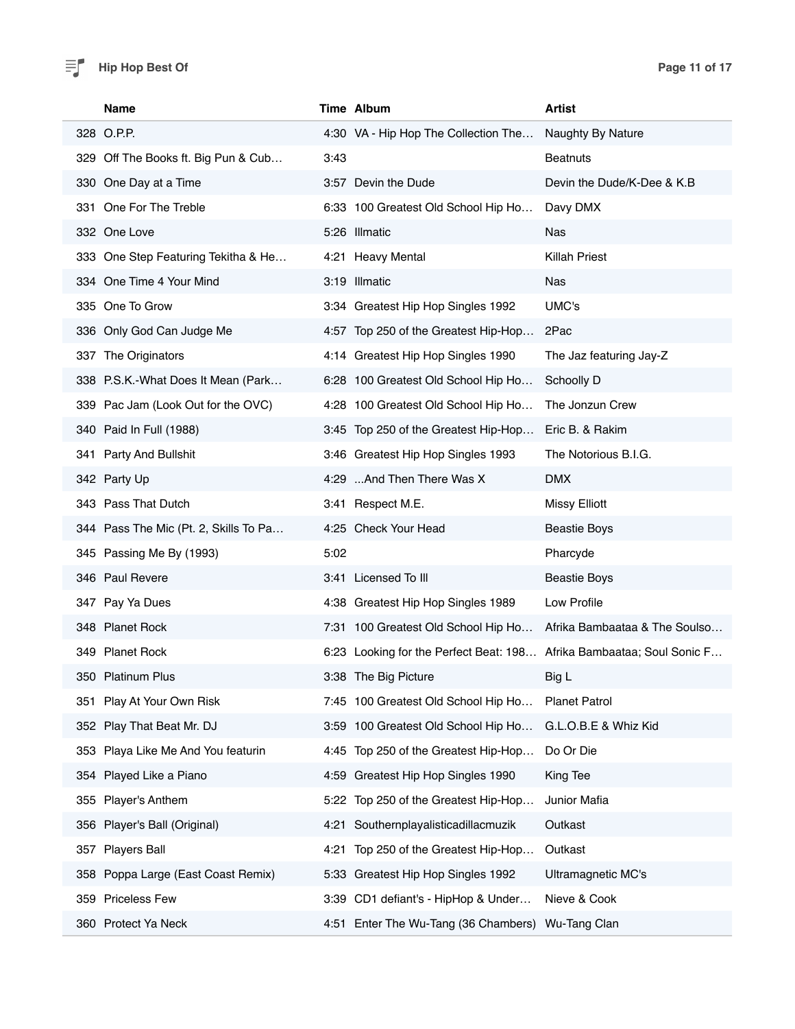| | Name | Time | Album | Artist |
|---|---|---|---|---|
| 328 | O.P.P. | 4:30 | VA - Hip Hop The Collection The… | Naughty By Nature |
| 329 | Off The Books ft. Big Pun & Cub… | 3:43 | | Beatnuts |
| 330 | One Day at a Time | 3:57 | Devin the Dude | Devin the Dude/K-Dee & K.B |
| 331 | One For The Treble | 6:33 | 100 Greatest Old School Hip Ho… | Davy DMX |
| 332 | One Love | 5:26 | Illmatic | Nas |
| 333 | One Step Featuring Tekitha & He… | 4:21 | Heavy Mental | Killah Priest |
| 334 | One Time 4 Your Mind | 3:19 | Illmatic | Nas |
| 335 | One To Grow | 3:34 | Greatest Hip Hop Singles 1992 | UMC's |
| 336 | Only God Can Judge Me | 4:57 | Top 250 of the Greatest Hip-Hop… | 2Pac |
| 337 | The Originators | 4:14 | Greatest Hip Hop Singles 1990 | The Jaz featuring Jay-Z |
| 338 | P.S.K.-What Does It Mean (Park… | 6:28 | 100 Greatest Old School Hip Ho… | Schoolly D |
| 339 | Pac Jam (Look Out for the OVC) | 4:28 | 100 Greatest Old School Hip Ho… | The Jonzun Crew |
| 340 | Paid In Full (1988) | 3:45 | Top 250 of the Greatest Hip-Hop… | Eric B. & Rakim |
| 341 | Party And Bullshit | 3:46 | Greatest Hip Hop Singles 1993 | The Notorious B.I.G. |
| 342 | Party Up | 4:29 | ...And Then There Was X | DMX |
| 343 | Pass That Dutch | 3:41 | Respect M.E. | Missy Elliott |
| 344 | Pass The Mic (Pt. 2, Skills To Pa… | 4:25 | Check Your Head | Beastie Boys |
| 345 | Passing Me By (1993) | 5:02 | | Pharcyde |
| 346 | Paul Revere | 3:41 | Licensed To Ill | Beastie Boys |
| 347 | Pay Ya Dues | 4:38 | Greatest Hip Hop Singles 1989 | Low Profile |
| 348 | Planet Rock | 7:31 | 100 Greatest Old School Hip Ho… | Afrika Bambaataa & The Soulso… |
| 349 | Planet Rock | 6:23 | Looking for the Perfect Beat: 198… | Afrika Bambaataa; Soul Sonic F… |
| 350 | Platinum Plus | 3:38 | The Big Picture | Big L |
| 351 | Play At Your Own Risk | 7:45 | 100 Greatest Old School Hip Ho… | Planet Patrol |
| 352 | Play That Beat Mr. DJ | 3:59 | 100 Greatest Old School Hip Ho… | G.L.O.B.E & Whiz Kid |
| 353 | Playa Like Me And You featurin | 4:45 | Top 250 of the Greatest Hip-Hop… | Do Or Die |
| 354 | Played Like a Piano | 4:59 | Greatest Hip Hop Singles 1990 | King Tee |
| 355 | Player's Anthem | 5:22 | Top 250 of the Greatest Hip-Hop… | Junior Mafia |
| 356 | Player's Ball (Original) | 4:21 | Southernplayalisticadillacmuzik | Outkast |
| 357 | Players Ball | 4:21 | Top 250 of the Greatest Hip-Hop… | Outkast |
| 358 | Poppa Large (East Coast Remix) | 5:33 | Greatest Hip Hop Singles 1992 | Ultramagnetic MC's |
| 359 | Priceless Few | 3:39 | CD1 defiant's - HipHop & Under… | Nieve & Cook |
| 360 | Protect Ya Neck | 4:51 | Enter The Wu-Tang (36 Chambers) | Wu-Tang Clan |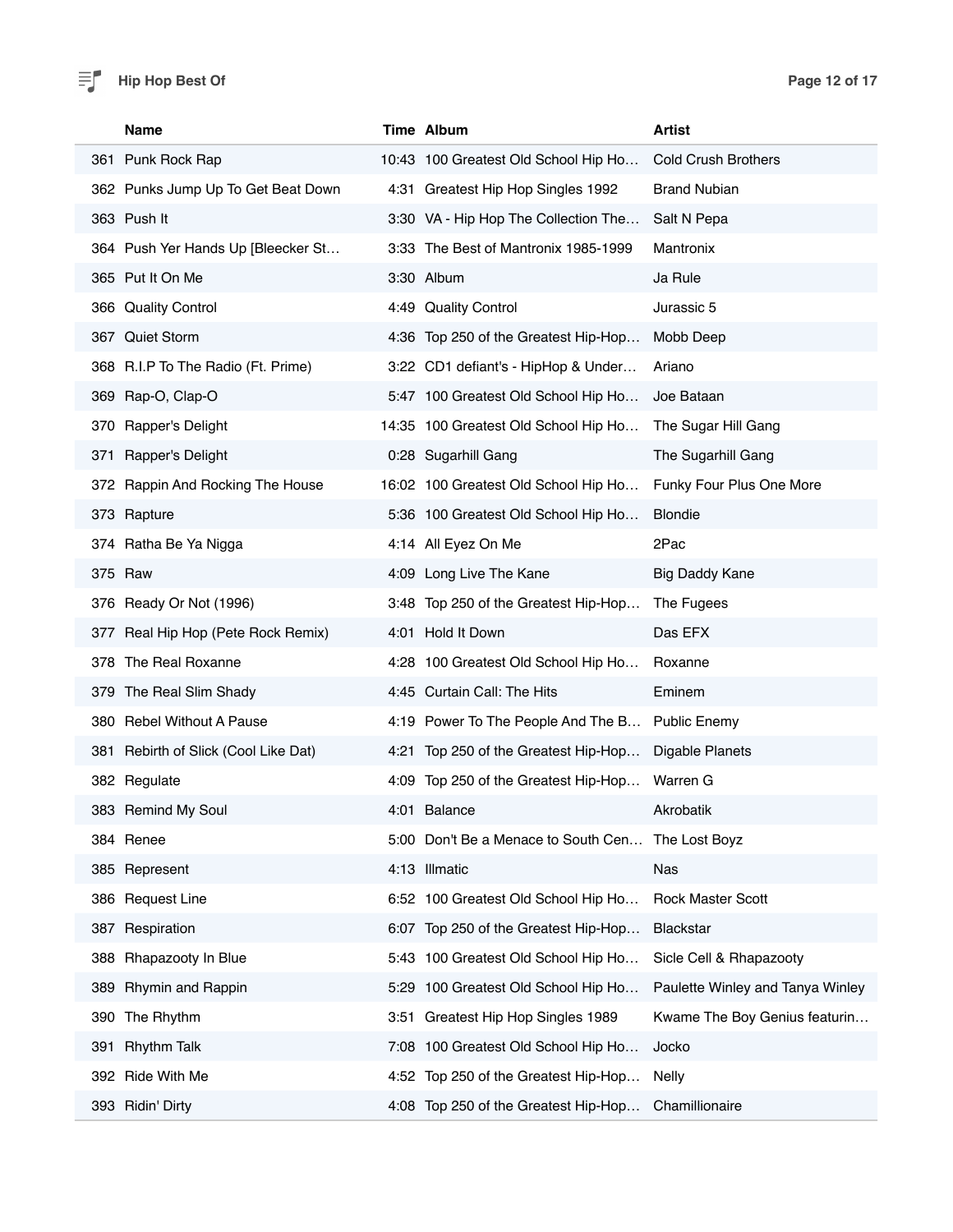|  | Name | Time | Album | Artist |
|---|---|---|---|---|
| 361 | Punk Rock Rap | 10:43 | 100 Greatest Old School Hip Ho… | Cold Crush Brothers |
| 362 | Punks Jump Up To Get Beat Down | 4:31 | Greatest Hip Hop Singles 1992 | Brand Nubian |
| 363 | Push It | 3:30 | VA - Hip Hop The Collection The… | Salt N Pepa |
| 364 | Push Yer Hands Up [Bleecker St… | 3:33 | The Best of Mantronix 1985-1999 | Mantronix |
| 365 | Put It On Me | 3:30 | Album | Ja Rule |
| 366 | Quality Control | 4:49 | Quality Control | Jurassic 5 |
| 367 | Quiet Storm | 4:36 | Top 250 of the Greatest Hip-Hop… | Mobb Deep |
| 368 | R.I.P To The Radio (Ft. Prime) | 3:22 | CD1 defiant's - HipHop & Under… | Ariano |
| 369 | Rap-O, Clap-O | 5:47 | 100 Greatest Old School Hip Ho… | Joe Bataan |
| 370 | Rapper's Delight | 14:35 | 100 Greatest Old School Hip Ho… | The Sugar Hill Gang |
| 371 | Rapper's Delight | 0:28 | Sugarhill Gang | The Sugarhill Gang |
| 372 | Rappin And Rocking The House | 16:02 | 100 Greatest Old School Hip Ho… | Funky Four Plus One More |
| 373 | Rapture | 5:36 | 100 Greatest Old School Hip Ho… | Blondie |
| 374 | Ratha Be Ya Nigga | 4:14 | All Eyez On Me | 2Pac |
| 375 | Raw | 4:09 | Long Live The Kane | Big Daddy Kane |
| 376 | Ready Or Not (1996) | 3:48 | Top 250 of the Greatest Hip-Hop… | The Fugees |
| 377 | Real Hip Hop (Pete Rock Remix) | 4:01 | Hold It Down | Das EFX |
| 378 | The Real Roxanne | 4:28 | 100 Greatest Old School Hip Ho… | Roxanne |
| 379 | The Real Slim Shady | 4:45 | Curtain Call: The Hits | Eminem |
| 380 | Rebel Without A Pause | 4:19 | Power To The People And The B… | Public Enemy |
| 381 | Rebirth of Slick (Cool Like Dat) | 4:21 | Top 250 of the Greatest Hip-Hop… | Digable Planets |
| 382 | Regulate | 4:09 | Top 250 of the Greatest Hip-Hop… | Warren G |
| 383 | Remind My Soul | 4:01 | Balance | Akrobatik |
| 384 | Renee | 5:00 | Don't Be a Menace to South Cen… | The Lost Boyz |
| 385 | Represent | 4:13 | Illmatic | Nas |
| 386 | Request Line | 6:52 | 100 Greatest Old School Hip Ho… | Rock Master Scott |
| 387 | Respiration | 6:07 | Top 250 of the Greatest Hip-Hop… | Blackstar |
| 388 | Rhapazooty In Blue | 5:43 | 100 Greatest Old School Hip Ho… | Sicle Cell & Rhapazooty |
| 389 | Rhymin and Rappin | 5:29 | 100 Greatest Old School Hip Ho… | Paulette Winley and Tanya Winley |
| 390 | The Rhythm | 3:51 | Greatest Hip Hop Singles 1989 | Kwame The Boy Genius featurin… |
| 391 | Rhythm Talk | 7:08 | 100 Greatest Old School Hip Ho… | Jocko |
| 392 | Ride With Me | 4:52 | Top 250 of the Greatest Hip-Hop… | Nelly |
| 393 | Ridin' Dirty | 4:08 | Top 250 of the Greatest Hip-Hop… | Chamillionaire |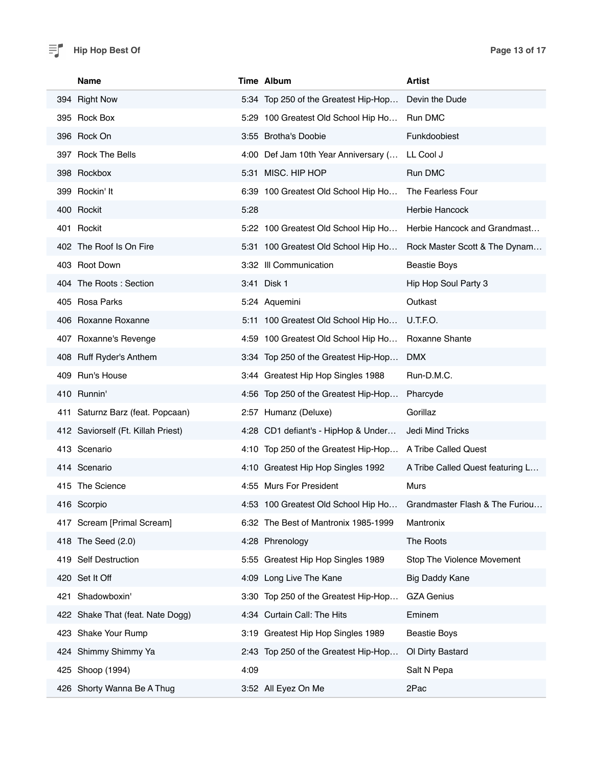# Hip Hop Best Of

| | Name | Time | Album | Artist |
|---|---|---|---|---|
| 394 | Right Now | 5:34 | Top 250 of the Greatest Hip-Hop… | Devin the Dude |
| 395 | Rock Box | 5:29 | 100 Greatest Old School Hip Ho… | Run DMC |
| 396 | Rock On | 3:55 | Brotha's Doobie | Funkdoobiest |
| 397 | Rock The Bells | 4:00 | Def Jam 10th Year Anniversary (… | LL Cool J |
| 398 | Rockbox | 5:31 | MISC. HIP HOP | Run DMC |
| 399 | Rockin' It | 6:39 | 100 Greatest Old School Hip Ho… | The Fearless Four |
| 400 | Rockit | 5:28 | | Herbie Hancock |
| 401 | Rockit | 5:22 | 100 Greatest Old School Hip Ho… | Herbie Hancock and Grandmast… |
| 402 | The Roof Is On Fire | 5:31 | 100 Greatest Old School Hip Ho… | Rock Master Scott & The Dynam… |
| 403 | Root Down | 3:32 | Ill Communication | Beastie Boys |
| 404 | The Roots : Section | 3:41 | Disk 1 | Hip Hop Soul Party 3 |
| 405 | Rosa Parks | 5:24 | Aquemini | Outkast |
| 406 | Roxanne Roxanne | 5:11 | 100 Greatest Old School Hip Ho… | U.T.F.O. |
| 407 | Roxanne's Revenge | 4:59 | 100 Greatest Old School Hip Ho… | Roxanne Shante |
| 408 | Ruff Ryder's Anthem | 3:34 | Top 250 of the Greatest Hip-Hop… | DMX |
| 409 | Run's House | 3:44 | Greatest Hip Hop Singles 1988 | Run-D.M.C. |
| 410 | Runnin' | 4:56 | Top 250 of the Greatest Hip-Hop… | Pharcyde |
| 411 | Saturnz Barz (feat. Popcaan) | 2:57 | Humanz (Deluxe) | Gorillaz |
| 412 | Saviorself (Ft. Killah Priest) | 4:28 | CD1 defiant's - HipHop & Under… | Jedi Mind Tricks |
| 413 | Scenario | 4:10 | Top 250 of the Greatest Hip-Hop… | A Tribe Called Quest |
| 414 | Scenario | 4:10 | Greatest Hip Hop Singles 1992 | A Tribe Called Quest featuring L… |
| 415 | The Science | 4:55 | Murs For President | Murs |
| 416 | Scorpio | 4:53 | 100 Greatest Old School Hip Ho… | Grandmaster Flash & The Furiou… |
| 417 | Scream [Primal Scream] | 6:32 | The Best of Mantronix 1985-1999 | Mantronix |
| 418 | The Seed (2.0) | 4:28 | Phrenology | The Roots |
| 419 | Self Destruction | 5:55 | Greatest Hip Hop Singles 1989 | Stop The Violence Movement |
| 420 | Set It Off | 4:09 | Long Live The Kane | Big Daddy Kane |
| 421 | Shadowboxin' | 3:30 | Top 250 of the Greatest Hip-Hop… | GZA Genius |
| 422 | Shake That (feat. Nate Dogg) | 4:34 | Curtain Call: The Hits | Eminem |
| 423 | Shake Your Rump | 3:19 | Greatest Hip Hop Singles 1989 | Beastie Boys |
| 424 | Shimmy Shimmy Ya | 2:43 | Top 250 of the Greatest Hip-Hop… | Ol Dirty Bastard |
| 425 | Shoop (1994) | 4:09 | | Salt N Pepa |
| 426 | Shorty Wanna Be A Thug | 3:52 | All Eyez On Me | 2Pac |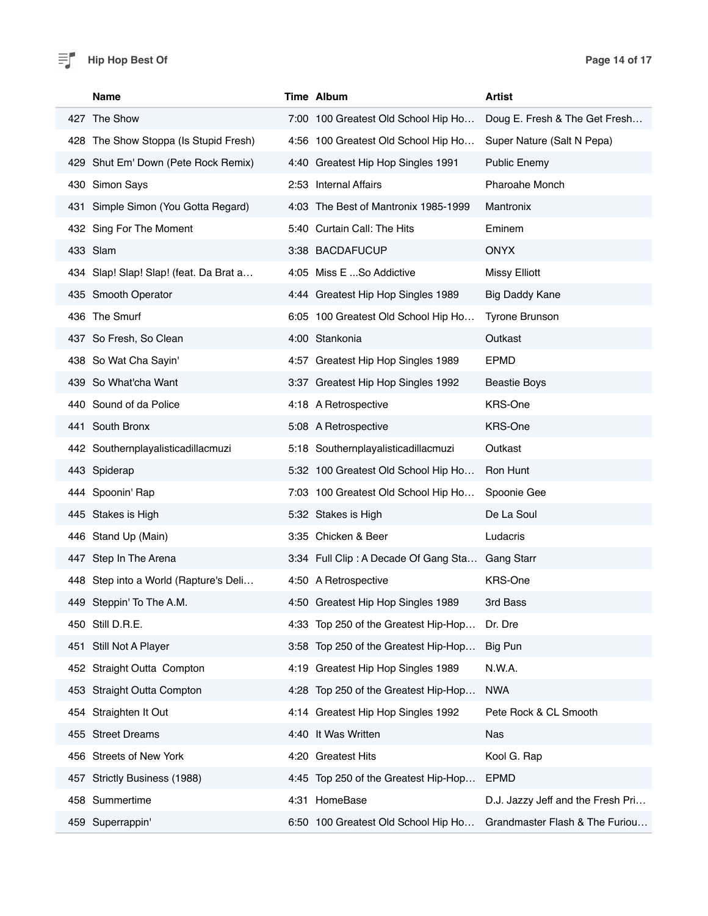| | Name | Time | Album | Artist |
|---|---|---|---|---|
| 427 | The Show | 7:00 | 100 Greatest Old School Hip Ho… | Doug E. Fresh & The Get Fresh… |
| 428 | The Show Stoppa (Is Stupid Fresh) | 4:56 | 100 Greatest Old School Hip Ho… | Super Nature (Salt N Pepa) |
| 429 | Shut Em' Down (Pete Rock Remix) | 4:40 | Greatest Hip Hop Singles 1991 | Public Enemy |
| 430 | Simon Says | 2:53 | Internal Affairs | Pharoahe Monch |
| 431 | Simple Simon (You Gotta Regard) | 4:03 | The Best of Mantronix 1985-1999 | Mantronix |
| 432 | Sing For The Moment | 5:40 | Curtain Call: The Hits | Eminem |
| 433 | Slam | 3:38 | BACDAFUCUP | ONYX |
| 434 | Slap! Slap! Slap! (feat. Da Brat a… | 4:05 | Miss E ...So Addictive | Missy Elliott |
| 435 | Smooth Operator | 4:44 | Greatest Hip Hop Singles 1989 | Big Daddy Kane |
| 436 | The Smurf | 6:05 | 100 Greatest Old School Hip Ho… | Tyrone Brunson |
| 437 | So Fresh, So Clean | 4:00 | Stankonia | Outkast |
| 438 | So Wat Cha Sayin' | 4:57 | Greatest Hip Hop Singles 1989 | EPMD |
| 439 | So What'cha Want | 3:37 | Greatest Hip Hop Singles 1992 | Beastie Boys |
| 440 | Sound of da Police | 4:18 | A Retrospective | KRS-One |
| 441 | South Bronx | 5:08 | A Retrospective | KRS-One |
| 442 | Southernplayalisticadillacmuzi | 5:18 | Southernplayalisticadillacmuzi | Outkast |
| 443 | Spiderap | 5:32 | 100 Greatest Old School Hip Ho… | Ron Hunt |
| 444 | Spoonin' Rap | 7:03 | 100 Greatest Old School Hip Ho… | Spoonie Gee |
| 445 | Stakes is High | 5:32 | Stakes is High | De La Soul |
| 446 | Stand Up (Main) | 3:35 | Chicken & Beer | Ludacris |
| 447 | Step In The Arena | 3:34 | Full Clip : A Decade Of Gang Sta… | Gang Starr |
| 448 | Step into a World (Rapture's Deli… | 4:50 | A Retrospective | KRS-One |
| 449 | Steppin' To The A.M. | 4:50 | Greatest Hip Hop Singles 1989 | 3rd Bass |
| 450 | Still D.R.E. | 4:33 | Top 250 of the Greatest Hip-Hop… | Dr. Dre |
| 451 | Still Not A Player | 3:58 | Top 250 of the Greatest Hip-Hop… | Big Pun |
| 452 | Straight Outta  Compton | 4:19 | Greatest Hip Hop Singles 1989 | N.W.A. |
| 453 | Straight Outta Compton | 4:28 | Top 250 of the Greatest Hip-Hop… | NWA |
| 454 | Straighten It Out | 4:14 | Greatest Hip Hop Singles 1992 | Pete Rock & CL Smooth |
| 455 | Street Dreams | 4:40 | It Was Written | Nas |
| 456 | Streets of New York | 4:20 | Greatest Hits | Kool G. Rap |
| 457 | Strictly Business (1988) | 4:45 | Top 250 of the Greatest Hip-Hop… | EPMD |
| 458 | Summertime | 4:31 | HomeBase | D.J. Jazzy Jeff and the Fresh Pri… |
| 459 | Superrappin' | 6:50 | 100 Greatest Old School Hip Ho… | Grandmaster Flash & The Furiou… |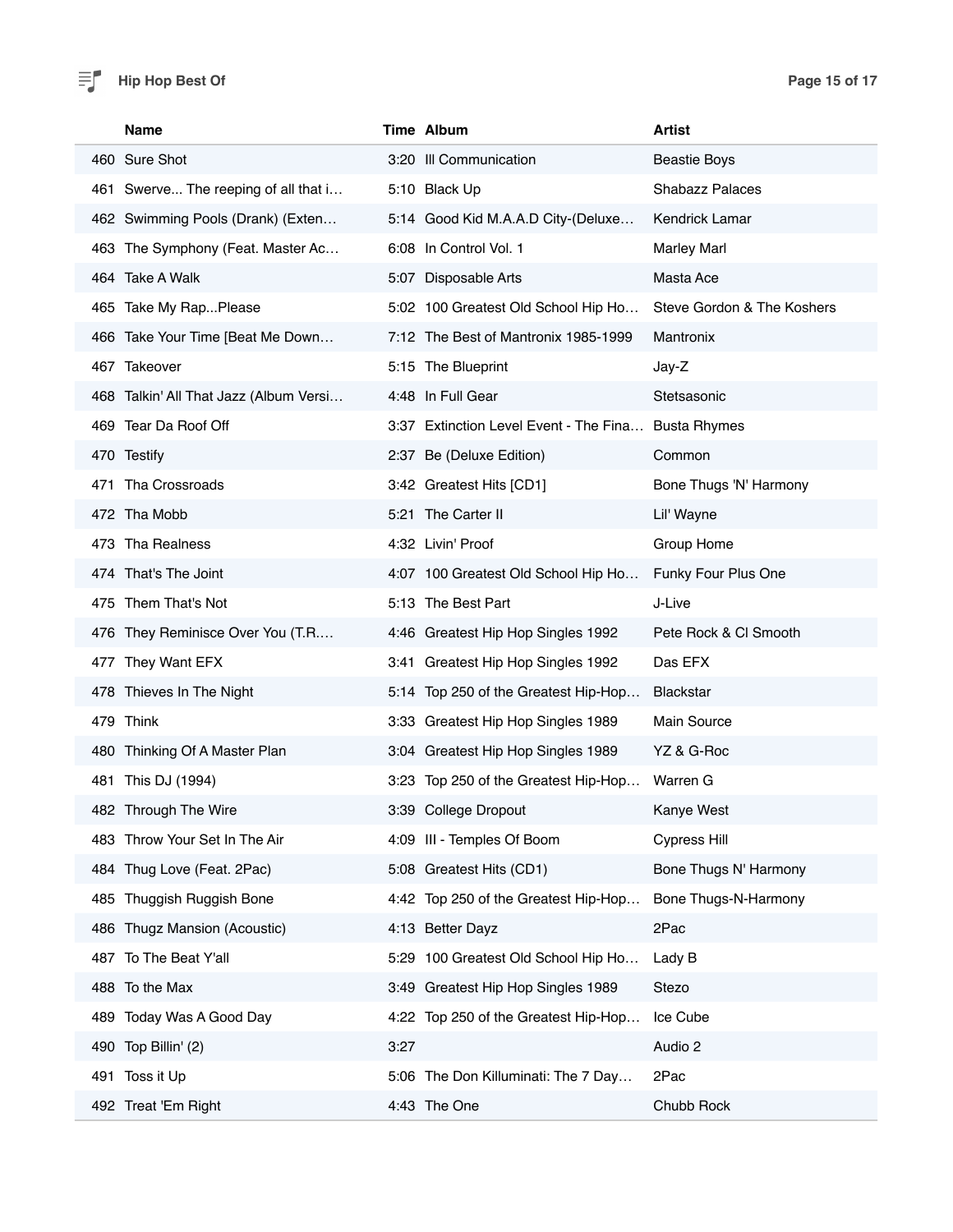**Hip Hop Best Of**

| | Name | Time | Album | Artist |
|---|---|---|---|---|
| 460 | Sure Shot | 3:20 | Ill Communication | Beastie Boys |
| 461 | Swerve... The reeping of all that i… | 5:10 | Black Up | Shabazz Palaces |
| 462 | Swimming Pools (Drank) (Exten… | 5:14 | Good Kid M.A.A.D City-(Deluxe… | Kendrick Lamar |
| 463 | The Symphony (Feat. Master Ac… | 6:08 | In Control Vol. 1 | Marley Marl |
| 464 | Take A Walk | 5:07 | Disposable Arts | Masta Ace |
| 465 | Take My Rap...Please | 5:02 | 100 Greatest Old School Hip Ho… | Steve Gordon & The Koshers |
| 466 | Take Your Time [Beat Me Down… | 7:12 | The Best of Mantronix 1985-1999 | Mantronix |
| 467 | Takeover | 5:15 | The Blueprint | Jay-Z |
| 468 | Talkin' All That Jazz (Album Versi… | 4:48 | In Full Gear | Stetsasonic |
| 469 | Tear Da Roof Off | 3:37 | Extinction Level Event - The Fina… | Busta Rhymes |
| 470 | Testify | 2:37 | Be (Deluxe Edition) | Common |
| 471 | Tha Crossroads | 3:42 | Greatest Hits [CD1] | Bone Thugs 'N' Harmony |
| 472 | Tha Mobb | 5:21 | The Carter II | Lil' Wayne |
| 473 | Tha Realness | 4:32 | Livin' Proof | Group Home |
| 474 | That's The Joint | 4:07 | 100 Greatest Old School Hip Ho… | Funky Four Plus One |
| 475 | Them That's Not | 5:13 | The Best Part | J-Live |
| 476 | They Reminisce Over You (T.R.… | 4:46 | Greatest Hip Hop Singles 1992 | Pete Rock & Cl Smooth |
| 477 | They Want EFX | 3:41 | Greatest Hip Hop Singles 1992 | Das EFX |
| 478 | Thieves In The Night | 5:14 | Top 250 of the Greatest Hip-Hop… | Blackstar |
| 479 | Think | 3:33 | Greatest Hip Hop Singles 1989 | Main Source |
| 480 | Thinking Of A Master Plan | 3:04 | Greatest Hip Hop Singles 1989 | YZ & G-Roc |
| 481 | This DJ (1994) | 3:23 | Top 250 of the Greatest Hip-Hop… | Warren G |
| 482 | Through The Wire | 3:39 | College Dropout | Kanye West |
| 483 | Throw Your Set In The Air | 4:09 | III - Temples Of Boom | Cypress Hill |
| 484 | Thug Love (Feat. 2Pac) | 5:08 | Greatest Hits (CD1) | Bone Thugs N' Harmony |
| 485 | Thuggish Ruggish Bone | 4:42 | Top 250 of the Greatest Hip-Hop… | Bone Thugs-N-Harmony |
| 486 | Thugz Mansion (Acoustic) | 4:13 | Better Dayz | 2Pac |
| 487 | To The Beat Y'all | 5:29 | 100 Greatest Old School Hip Ho… | Lady B |
| 488 | To the Max | 3:49 | Greatest Hip Hop Singles 1989 | Stezo |
| 489 | Today Was A Good Day | 4:22 | Top 250 of the Greatest Hip-Hop… | Ice Cube |
| 490 | Top Billin' (2) | 3:27 | | Audio 2 |
| 491 | Toss it Up | 5:06 | The Don Killuminati: The 7 Day… | 2Pac |
| 492 | Treat 'Em Right | 4:43 | The One | Chubb Rock |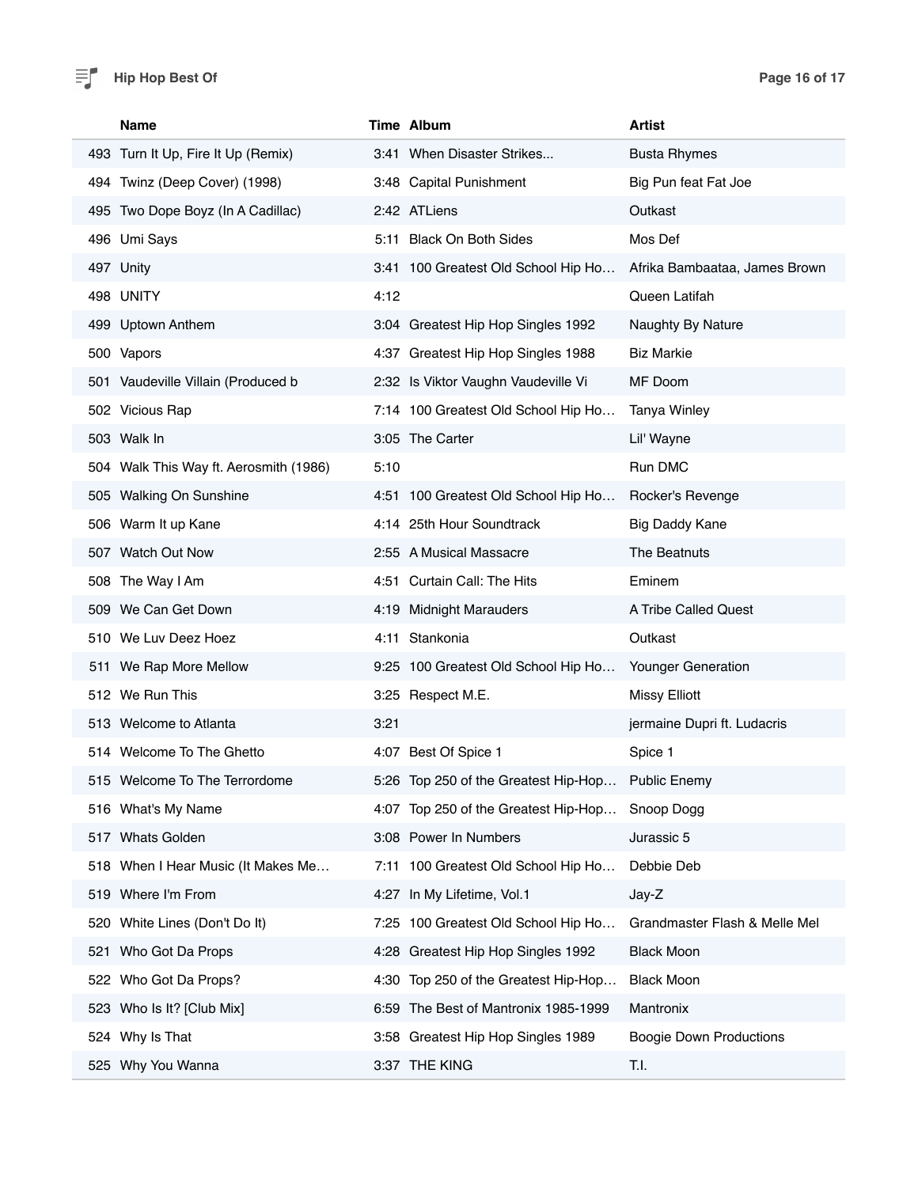| | Name | Time | Album | Artist |
|---|---|---|---|---|
| 493 | Turn It Up, Fire It Up (Remix) | 3:41 | When Disaster Strikes... | Busta Rhymes |
| 494 | Twinz (Deep Cover) (1998) | 3:48 | Capital Punishment | Big Pun feat Fat Joe |
| 495 | Two Dope Boyz (In A Cadillac) | 2:42 | ATLiens | Outkast |
| 496 | Umi Says | 5:11 | Black On Both Sides | Mos Def |
| 497 | Unity | 3:41 | 100 Greatest Old School Hip Ho… | Afrika Bambaataa, James Brown |
| 498 | UNITY | 4:12 | | Queen Latifah |
| 499 | Uptown Anthem | 3:04 | Greatest Hip Hop Singles 1992 | Naughty By Nature |
| 500 | Vapors | 4:37 | Greatest Hip Hop Singles 1988 | Biz Markie |
| 501 | Vaudeville Villain (Produced b | 2:32 | Is Viktor Vaughn Vaudeville Vi | MF Doom |
| 502 | Vicious Rap | 7:14 | 100 Greatest Old School Hip Ho… | Tanya Winley |
| 503 | Walk In | 3:05 | The Carter | Lil' Wayne |
| 504 | Walk This Way ft. Aerosmith (1986) | 5:10 | | Run DMC |
| 505 | Walking On Sunshine | 4:51 | 100 Greatest Old School Hip Ho… | Rocker's Revenge |
| 506 | Warm It up Kane | 4:14 | 25th Hour Soundtrack | Big Daddy Kane |
| 507 | Watch Out Now | 2:55 | A Musical Massacre | The Beatnuts |
| 508 | The Way I Am | 4:51 | Curtain Call: The Hits | Eminem |
| 509 | We Can Get Down | 4:19 | Midnight Marauders | A Tribe Called Quest |
| 510 | We Luv Deez Hoez | 4:11 | Stankonia | Outkast |
| 511 | We Rap More Mellow | 9:25 | 100 Greatest Old School Hip Ho… | Younger Generation |
| 512 | We Run This | 3:25 | Respect M.E. | Missy Elliott |
| 513 | Welcome to Atlanta | 3:21 | | jermaine Dupri ft. Ludacris |
| 514 | Welcome To The Ghetto | 4:07 | Best Of Spice 1 | Spice 1 |
| 515 | Welcome To The Terrordome | 5:26 | Top 250 of the Greatest Hip-Hop… | Public Enemy |
| 516 | What's My Name | 4:07 | Top 250 of the Greatest Hip-Hop… | Snoop Dogg |
| 517 | Whats Golden | 3:08 | Power In Numbers | Jurassic 5 |
| 518 | When I Hear Music (It Makes Me… | 7:11 | 100 Greatest Old School Hip Ho… | Debbie Deb |
| 519 | Where I'm From | 4:27 | In My Lifetime, Vol.1 | Jay-Z |
| 520 | White Lines (Don't Do It) | 7:25 | 100 Greatest Old School Hip Ho… | Grandmaster Flash & Melle Mel |
| 521 | Who Got Da Props | 4:28 | Greatest Hip Hop Singles 1992 | Black Moon |
| 522 | Who Got Da Props? | 4:30 | Top 250 of the Greatest Hip-Hop… | Black Moon |
| 523 | Who Is It? [Club Mix] | 6:59 | The Best of Mantronix 1985-1999 | Mantronix |
| 524 | Why Is That | 3:58 | Greatest Hip Hop Singles 1989 | Boogie Down Productions |
| 525 | Why You Wanna | 3:37 | THE KING | T.I. |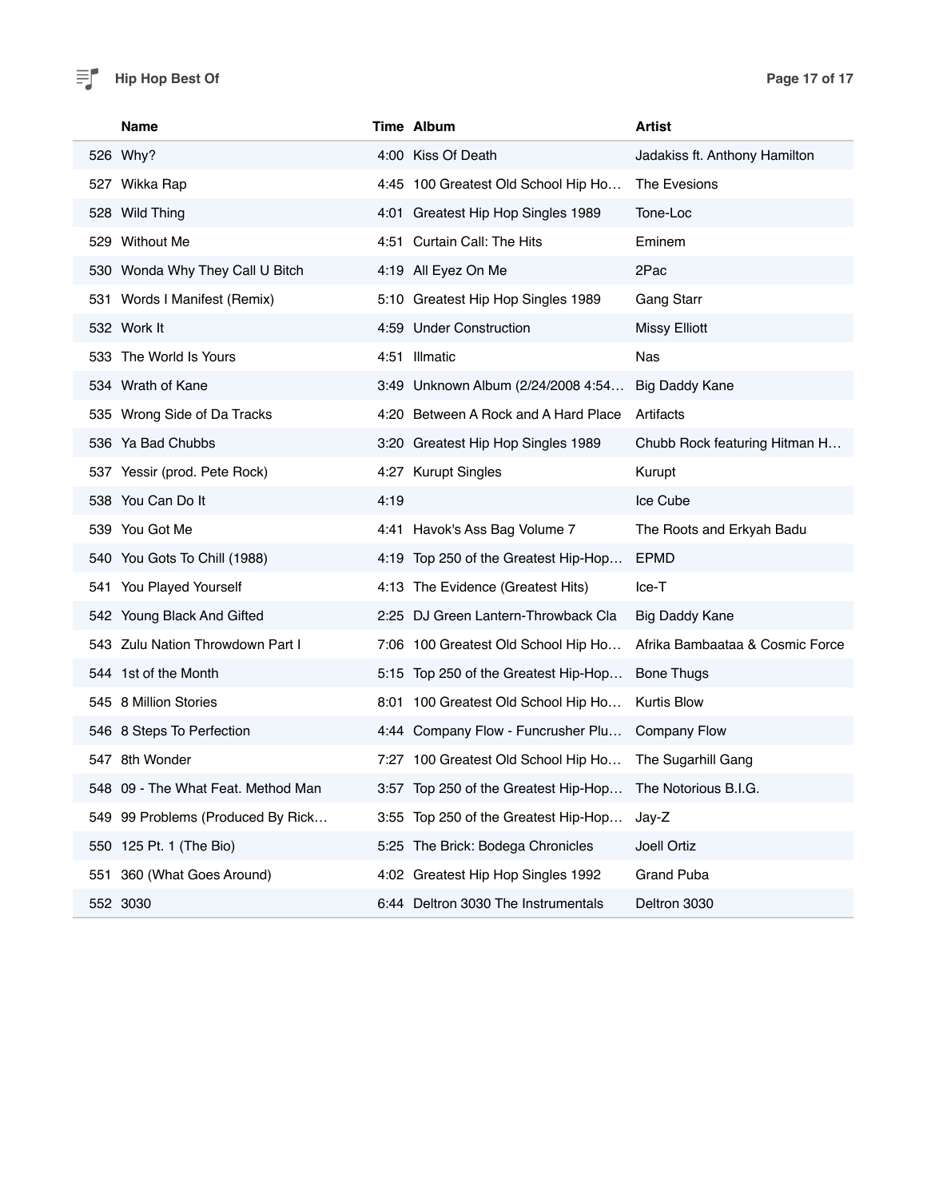| | Name | Time | Album | Artist |
|---|---|---|---|---|
| 526 | Why? | 4:00 | Kiss Of Death | Jadakiss ft. Anthony Hamilton |
| 527 | Wikka Rap | 4:45 | 100 Greatest Old School Hip Ho… | The Evesions |
| 528 | Wild Thing | 4:01 | Greatest Hip Hop Singles 1989 | Tone-Loc |
| 529 | Without Me | 4:51 | Curtain Call: The Hits | Eminem |
| 530 | Wonda Why They Call U Bitch | 4:19 | All Eyez On Me | 2Pac |
| 531 | Words I Manifest (Remix) | 5:10 | Greatest Hip Hop Singles 1989 | Gang Starr |
| 532 | Work It | 4:59 | Under Construction | Missy Elliott |
| 533 | The World Is Yours | 4:51 | Illmatic | Nas |
| 534 | Wrath of Kane | 3:49 | Unknown Album (2/24/2008 4:54… | Big Daddy Kane |
| 535 | Wrong Side of Da Tracks | 4:20 | Between A Rock and A Hard Place | Artifacts |
| 536 | Ya Bad Chubbs | 3:20 | Greatest Hip Hop Singles 1989 | Chubb Rock featuring Hitman H… |
| 537 | Yessir (prod. Pete Rock) | 4:27 | Kurupt Singles | Kurupt |
| 538 | You Can Do It | 4:19 | | Ice Cube |
| 539 | You Got Me | 4:41 | Havok's Ass Bag Volume 7 | The Roots and Erkyah Badu |
| 540 | You Gots To Chill (1988) | 4:19 | Top 250 of the Greatest Hip-Hop… | EPMD |
| 541 | You Played Yourself | 4:13 | The Evidence (Greatest Hits) | Ice-T |
| 542 | Young Black And Gifted | 2:25 | DJ Green Lantern-Throwback Cla | Big Daddy Kane |
| 543 | Zulu Nation Throwdown Part I | 7:06 | 100 Greatest Old School Hip Ho… | Afrika Bambaataa & Cosmic Force |
| 544 | 1st of the Month | 5:15 | Top 250 of the Greatest Hip-Hop… | Bone Thugs |
| 545 | 8 Million Stories | 8:01 | 100 Greatest Old School Hip Ho… | Kurtis Blow |
| 546 | 8 Steps To Perfection | 4:44 | Company Flow - Funcrusher Plu… | Company Flow |
| 547 | 8th Wonder | 7:27 | 100 Greatest Old School Hip Ho… | The Sugarhill Gang |
| 548 | 09 - The What Feat. Method Man | 3:57 | Top 250 of the Greatest Hip-Hop… | The Notorious B.I.G. |
| 549 | 99 Problems (Produced By Rick… | 3:55 | Top 250 of the Greatest Hip-Hop… | Jay-Z |
| 550 | 125 Pt. 1 (The Bio) | 5:25 | The Brick: Bodega Chronicles | Joell Ortiz |
| 551 | 360 (What Goes Around) | 4:02 | Greatest Hip Hop Singles 1992 | Grand Puba |
| 552 | 3030 | 6:44 | Deltron 3030 The Instrumentals | Deltron 3030 |